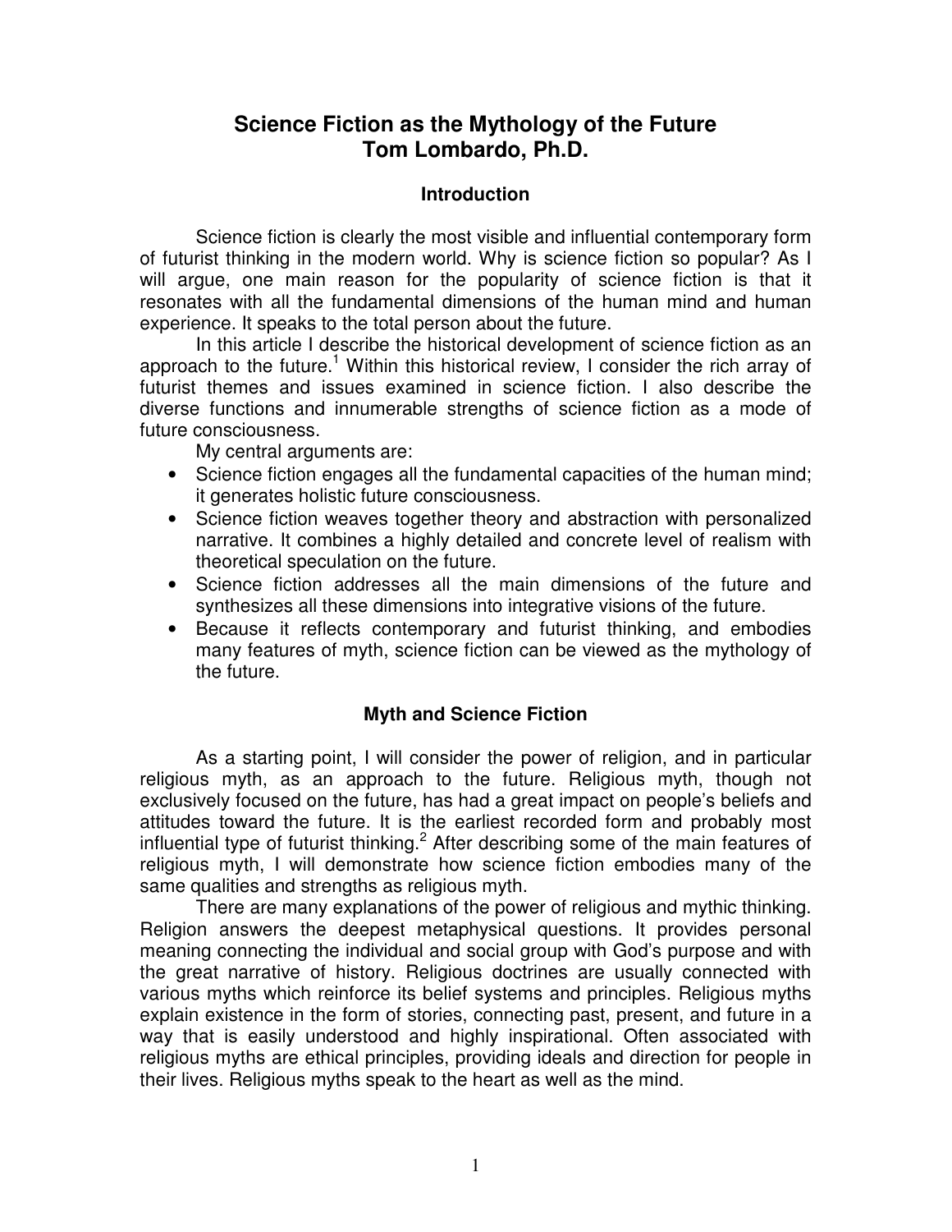# Science Fiction as the Mythology of the Future
# Tom Lombardo, Ph.D.

## Introduction

Science fiction is clearly the most visible and influential contemporary form of futurist thinking in the modern world. Why is science fiction so popular? As I will argue, one main reason for the popularity of science fiction is that it resonates with all the fundamental dimensions of the human mind and human experience. It speaks to the total person about the future.

In this article I describe the historical development of science fiction as an approach to the future.[1] Within this historical review, I consider the rich array of futurist themes and issues examined in science fiction. I also describe the diverse functions and innumerable strengths of science fiction as a mode of future consciousness.

My central arguments are:

- Science fiction engages all the fundamental capacities of the human mind; it generates holistic future consciousness.
- Science fiction weaves together theory and abstraction with personalized narrative. It combines a highly detailed and concrete level of realism with theoretical speculation on the future.
- Science fiction addresses all the main dimensions of the future and synthesizes all these dimensions into integrative visions of the future.
- Because it reflects contemporary and futurist thinking, and embodies many features of myth, science fiction can be viewed as the mythology of the future.

## Myth and Science Fiction

As a starting point, I will consider the power of religion, and in particular religious myth, as an approach to the future. Religious myth, though not exclusively focused on the future, has had a great impact on people's beliefs and attitudes toward the future. It is the earliest recorded form and probably most influential type of futurist thinking.[2] After describing some of the main features of religious myth, I will demonstrate how science fiction embodies many of the same qualities and strengths as religious myth.

There are many explanations of the power of religious and mythic thinking. Religion answers the deepest metaphysical questions. It provides personal meaning connecting the individual and social group with God's purpose and with the great narrative of history. Religious doctrines are usually connected with various myths which reinforce its belief systems and principles. Religious myths explain existence in the form of stories, connecting past, present, and future in a way that is easily understood and highly inspirational. Often associated with religious myths are ethical principles, providing ideals and direction for people in their lives. Religious myths speak to the heart as well as the mind.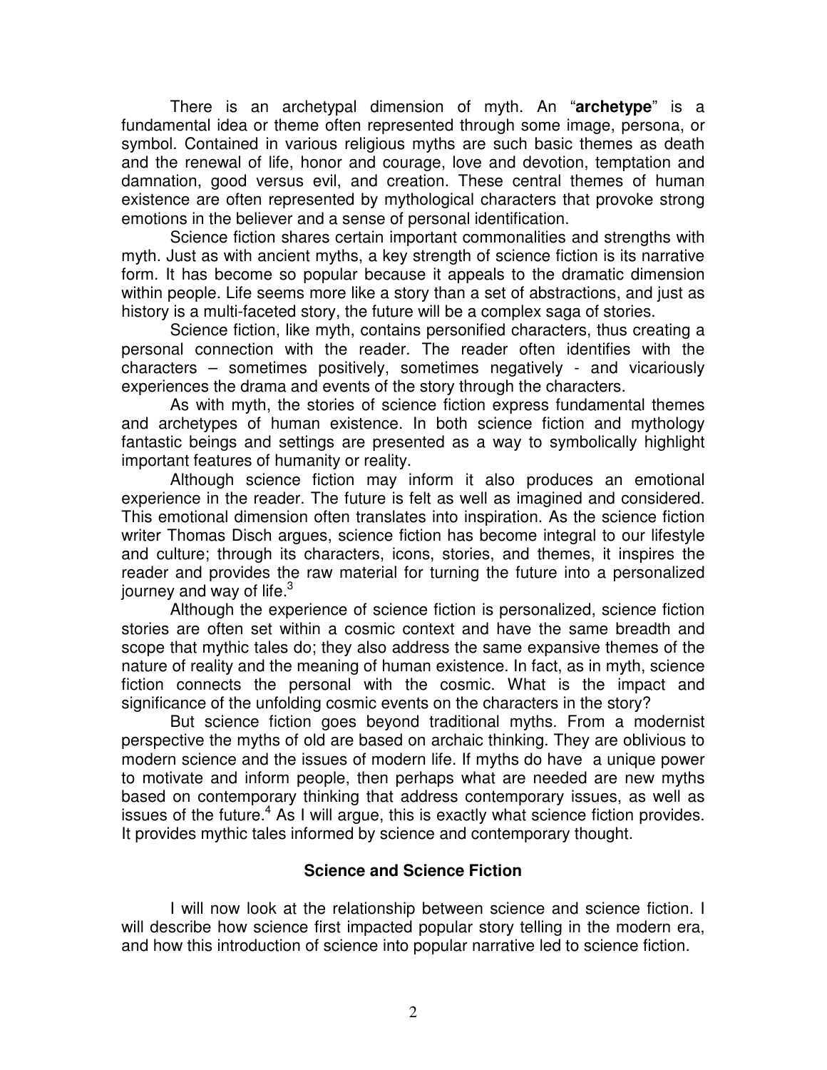There is an archetypal dimension of myth. An "**archetype**" is a fundamental idea or theme often represented through some image, persona, or symbol. Contained in various religious myths are such basic themes as death and the renewal of life, honor and courage, love and devotion, temptation and damnation, good versus evil, and creation. These central themes of human existence are often represented by mythological characters that provoke strong emotions in the believer and a sense of personal identification.

Science fiction shares certain important commonalities and strengths with myth. Just as with ancient myths, a key strength of science fiction is its narrative form. It has become so popular because it appeals to the dramatic dimension within people. Life seems more like a story than a set of abstractions, and just as history is a multi-faceted story, the future will be a complex saga of stories.

Science fiction, like myth, contains personified characters, thus creating a personal connection with the reader. The reader often identifies with the characters – sometimes positively, sometimes negatively - and vicariously experiences the drama and events of the story through the characters.

As with myth, the stories of science fiction express fundamental themes and archetypes of human existence. In both science fiction and mythology fantastic beings and settings are presented as a way to symbolically highlight important features of humanity or reality.

Although science fiction may inform it also produces an emotional experience in the reader. The future is felt as well as imagined and considered. This emotional dimension often translates into inspiration. As the science fiction writer Thomas Disch argues, science fiction has become integral to our lifestyle and culture; through its characters, icons, stories, and themes, it inspires the reader and provides the raw material for turning the future into a personalized journey and way of life.[3]

Although the experience of science fiction is personalized, science fiction stories are often set within a cosmic context and have the same breadth and scope that mythic tales do; they also address the same expansive themes of the nature of reality and the meaning of human existence. In fact, as in myth, science fiction connects the personal with the cosmic. What is the impact and significance of the unfolding cosmic events on the characters in the story?

But science fiction goes beyond traditional myths. From a modernist perspective the myths of old are based on archaic thinking. They are oblivious to modern science and the issues of modern life. If myths do have a unique power to motivate and inform people, then perhaps what are needed are new myths based on contemporary thinking that address contemporary issues, as well as issues of the future.[4] As I will argue, this is exactly what science fiction provides. It provides mythic tales informed by science and contemporary thought.

### Science and Science Fiction

I will now look at the relationship between science and science fiction. I will describe how science first impacted popular story telling in the modern era, and how this introduction of science into popular narrative led to science fiction.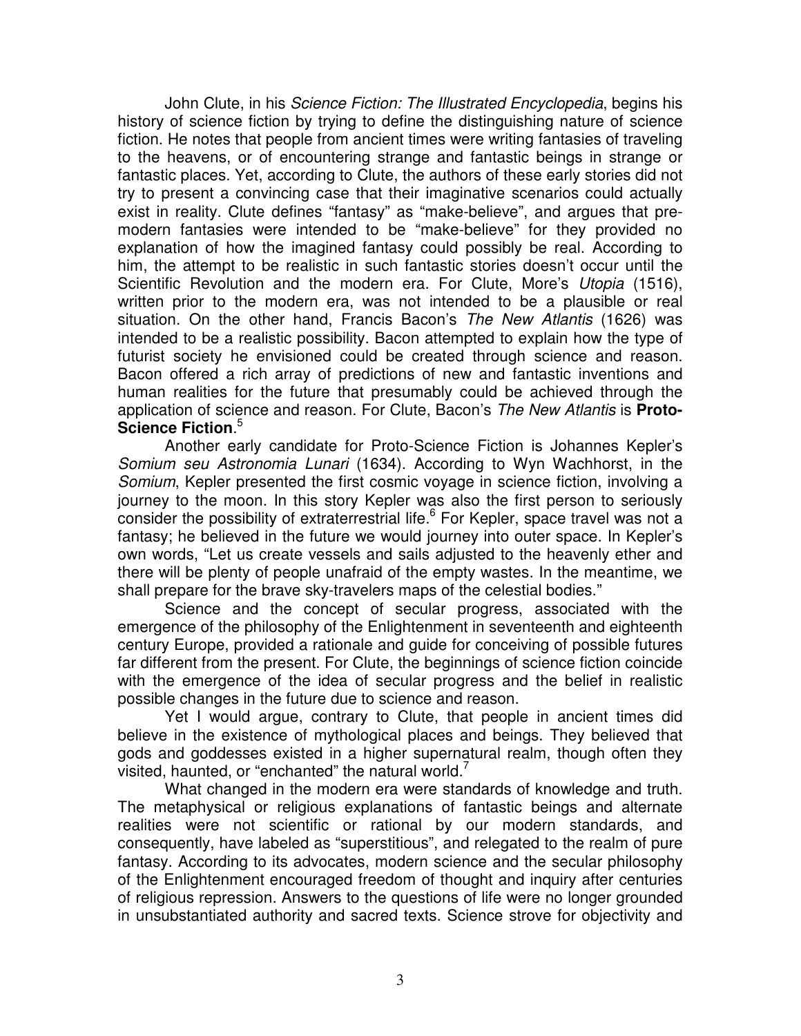John Clute, in his *Science Fiction: The Illustrated Encyclopedia*, begins his history of science fiction by trying to define the distinguishing nature of science fiction. He notes that people from ancient times were writing fantasies of traveling to the heavens, or of encountering strange and fantastic beings in strange or fantastic places. Yet, according to Clute, the authors of these early stories did not try to present a convincing case that their imaginative scenarios could actually exist in reality. Clute defines "fantasy" as "make-believe", and argues that pre-modern fantasies were intended to be "make-believe" for they provided no explanation of how the imagined fantasy could possibly be real. According to him, the attempt to be realistic in such fantastic stories doesn't occur until the Scientific Revolution and the modern era. For Clute, More's *Utopia* (1516), written prior to the modern era, was not intended to be a plausible or real situation. On the other hand, Francis Bacon's *The New Atlantis* (1626) was intended to be a realistic possibility. Bacon attempted to explain how the type of futurist society he envisioned could be created through science and reason. Bacon offered a rich array of predictions of new and fantastic inventions and human realities for the future that presumably could be achieved through the application of science and reason. For Clute, Bacon's *The New Atlantis* is **Proto-Science Fiction**.[5]

Another early candidate for Proto-Science Fiction is Johannes Kepler's *Somium seu Astronomia Lunari* (1634). According to Wyn Wachhorst, in the *Somium*, Kepler presented the first cosmic voyage in science fiction, involving a journey to the moon. In this story Kepler was also the first person to seriously consider the possibility of extraterrestrial life.[6] For Kepler, space travel was not a fantasy; he believed in the future we would journey into outer space. In Kepler's own words, "Let us create vessels and sails adjusted to the heavenly ether and there will be plenty of people unafraid of the empty wastes. In the meantime, we shall prepare for the brave sky-travelers maps of the celestial bodies."

Science and the concept of secular progress, associated with the emergence of the philosophy of the Enlightenment in seventeenth and eighteenth century Europe, provided a rationale and guide for conceiving of possible futures far different from the present. For Clute, the beginnings of science fiction coincide with the emergence of the idea of secular progress and the belief in realistic possible changes in the future due to science and reason.

Yet I would argue, contrary to Clute, that people in ancient times did believe in the existence of mythological places and beings. They believed that gods and goddesses existed in a higher supernatural realm, though often they visited, haunted, or "enchanted" the natural world.[7]

What changed in the modern era were standards of knowledge and truth. The metaphysical or religious explanations of fantastic beings and alternate realities were not scientific or rational by our modern standards, and consequently, have labeled as "superstitious", and relegated to the realm of pure fantasy. According to its advocates, modern science and the secular philosophy of the Enlightenment encouraged freedom of thought and inquiry after centuries of religious repression. Answers to the questions of life were no longer grounded in unsubstantiated authority and sacred texts. Science strove for objectivity and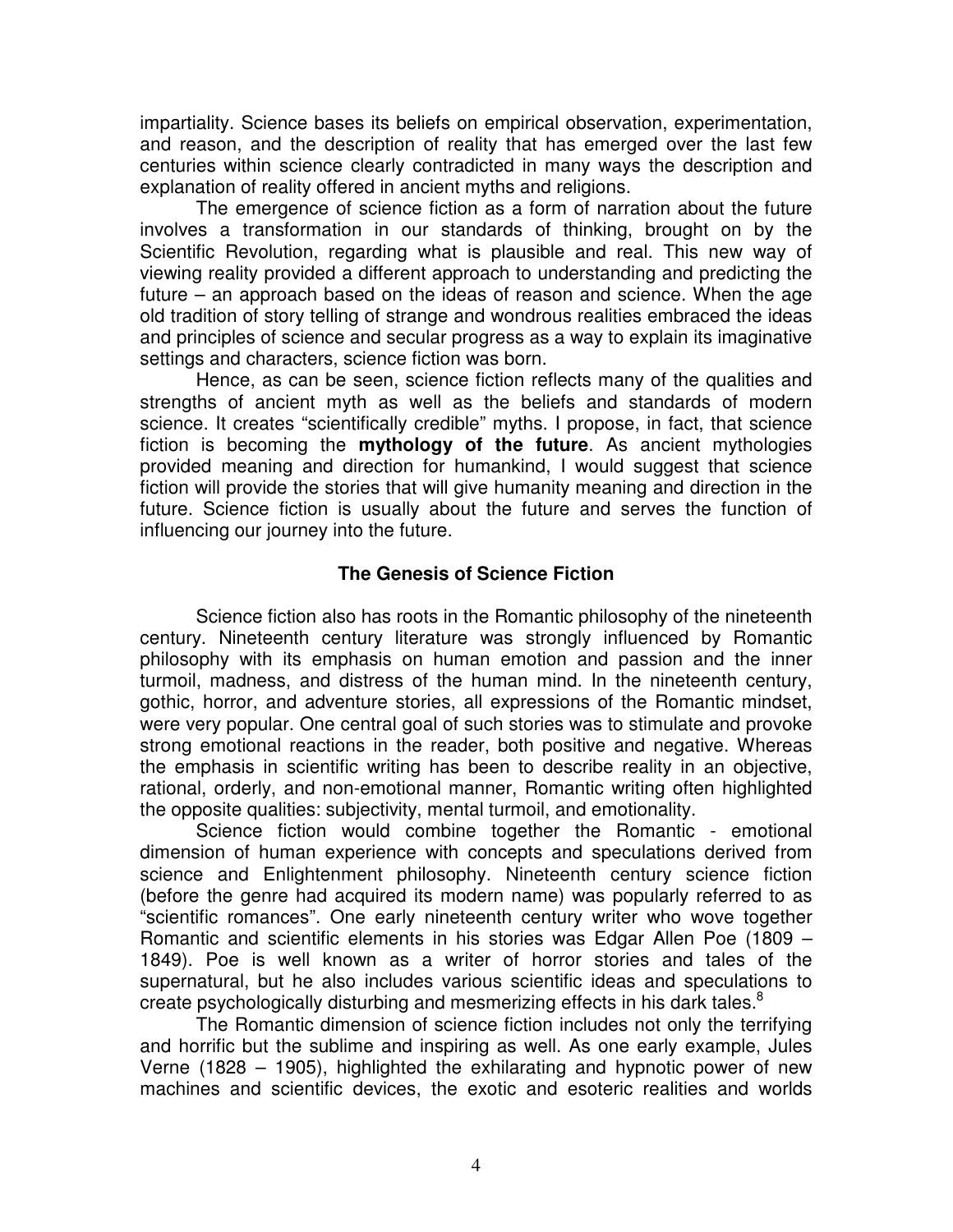impartiality. Science bases its beliefs on empirical observation, experimentation, and reason, and the description of reality that has emerged over the last few centuries within science clearly contradicted in many ways the description and explanation of reality offered in ancient myths and religions.

The emergence of science fiction as a form of narration about the future involves a transformation in our standards of thinking, brought on by the Scientific Revolution, regarding what is plausible and real. This new way of viewing reality provided a different approach to understanding and predicting the future – an approach based on the ideas of reason and science. When the age old tradition of story telling of strange and wondrous realities embraced the ideas and principles of science and secular progress as a way to explain its imaginative settings and characters, science fiction was born.

Hence, as can be seen, science fiction reflects many of the qualities and strengths of ancient myth as well as the beliefs and standards of modern science. It creates "scientifically credible" myths. I propose, in fact, that science fiction is becoming the **mythology of the future**. As ancient mythologies provided meaning and direction for humankind, I would suggest that science fiction will provide the stories that will give humanity meaning and direction in the future. Science fiction is usually about the future and serves the function of influencing our journey into the future.

### The Genesis of Science Fiction

Science fiction also has roots in the Romantic philosophy of the nineteenth century. Nineteenth century literature was strongly influenced by Romantic philosophy with its emphasis on human emotion and passion and the inner turmoil, madness, and distress of the human mind. In the nineteenth century, gothic, horror, and adventure stories, all expressions of the Romantic mindset, were very popular. One central goal of such stories was to stimulate and provoke strong emotional reactions in the reader, both positive and negative. Whereas the emphasis in scientific writing has been to describe reality in an objective, rational, orderly, and non-emotional manner, Romantic writing often highlighted the opposite qualities: subjectivity, mental turmoil, and emotionality.

Science fiction would combine together the Romantic - emotional dimension of human experience with concepts and speculations derived from science and Enlightenment philosophy. Nineteenth century science fiction (before the genre had acquired its modern name) was popularly referred to as "scientific romances". One early nineteenth century writer who wove together Romantic and scientific elements in his stories was Edgar Allen Poe (1809 – 1849). Poe is well known as a writer of horror stories and tales of the supernatural, but he also includes various scientific ideas and speculations to create psychologically disturbing and mesmerizing effects in his dark tales.[8]

The Romantic dimension of science fiction includes not only the terrifying and horrific but the sublime and inspiring as well. As one early example, Jules Verne (1828 – 1905), highlighted the exhilarating and hypnotic power of new machines and scientific devices, the exotic and esoteric realities and worlds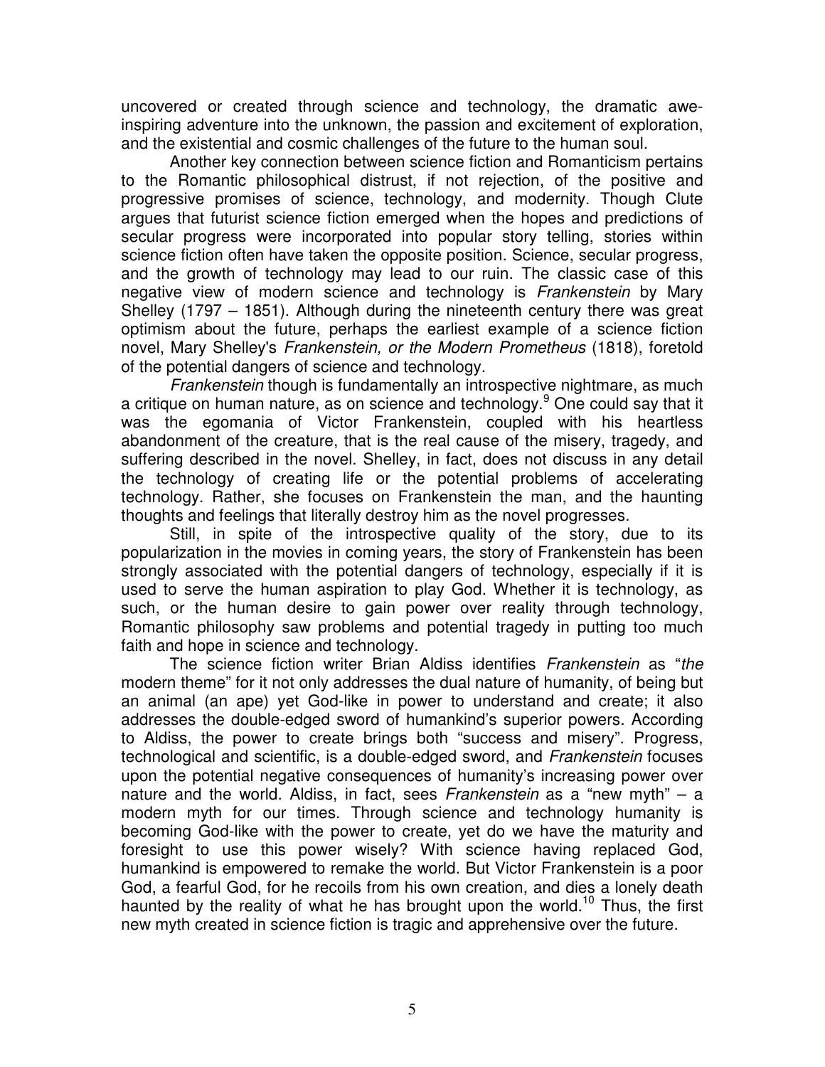uncovered or created through science and technology, the dramatic awe-inspiring adventure into the unknown, the passion and excitement of exploration, and the existential and cosmic challenges of the future to the human soul.

Another key connection between science fiction and Romanticism pertains to the Romantic philosophical distrust, if not rejection, of the positive and progressive promises of science, technology, and modernity. Though Clute argues that futurist science fiction emerged when the hopes and predictions of secular progress were incorporated into popular story telling, stories within science fiction often have taken the opposite position. Science, secular progress, and the growth of technology may lead to our ruin. The classic case of this negative view of modern science and technology is *Frankenstein* by Mary Shelley (1797 – 1851). Although during the nineteenth century there was great optimism about the future, perhaps the earliest example of a science fiction novel, Mary Shelley's *Frankenstein, or the Modern Prometheus* (1818), foretold of the potential dangers of science and technology.

*Frankenstein* though is fundamentally an introspective nightmare, as much a critique on human nature, as on science and technology.[9] One could say that it was the egomania of Victor Frankenstein, coupled with his heartless abandonment of the creature, that is the real cause of the misery, tragedy, and suffering described in the novel. Shelley, in fact, does not discuss in any detail the technology of creating life or the potential problems of accelerating technology. Rather, she focuses on Frankenstein the man, and the haunting thoughts and feelings that literally destroy him as the novel progresses.

Still, in spite of the introspective quality of the story, due to its popularization in the movies in coming years, the story of Frankenstein has been strongly associated with the potential dangers of technology, especially if it is used to serve the human aspiration to play God. Whether it is technology, as such, or the human desire to gain power over reality through technology, Romantic philosophy saw problems and potential tragedy in putting too much faith and hope in science and technology.

The science fiction writer Brian Aldiss identifies *Frankenstein* as "*the* modern theme" for it not only addresses the dual nature of humanity, of being but an animal (an ape) yet God-like in power to understand and create; it also addresses the double-edged sword of humankind's superior powers. According to Aldiss, the power to create brings both "success and misery". Progress, technological and scientific, is a double-edged sword, and *Frankenstein* focuses upon the potential negative consequences of humanity's increasing power over nature and the world. Aldiss, in fact, sees *Frankenstein* as a "new myth" – a modern myth for our times. Through science and technology humanity is becoming God-like with the power to create, yet do we have the maturity and foresight to use this power wisely? With science having replaced God, humankind is empowered to remake the world. But Victor Frankenstein is a poor God, a fearful God, for he recoils from his own creation, and dies a lonely death haunted by the reality of what he has brought upon the world.[10] Thus, the first new myth created in science fiction is tragic and apprehensive over the future.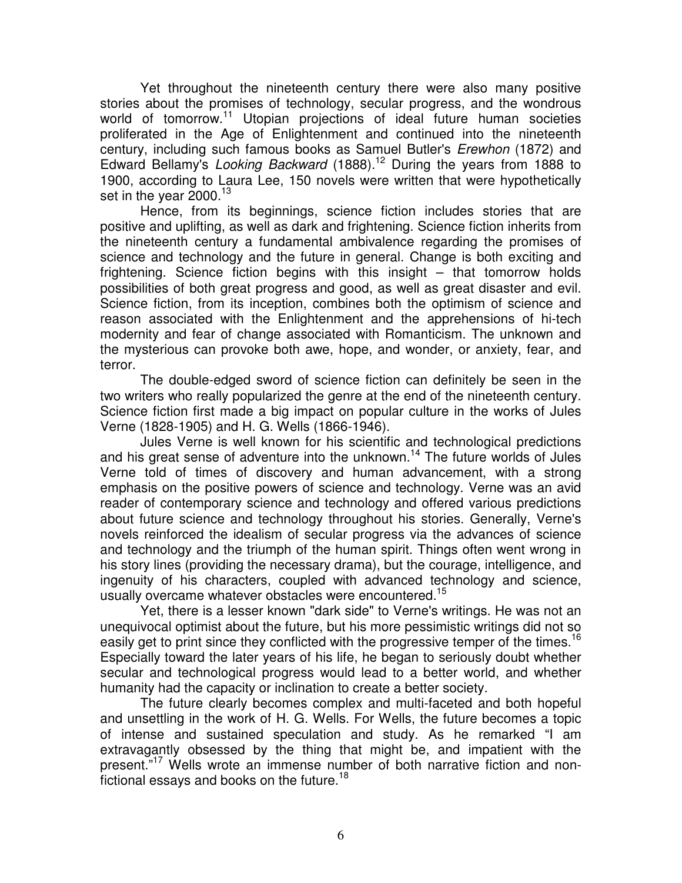Yet throughout the nineteenth century there were also many positive stories about the promises of technology, secular progress, and the wondrous world of tomorrow.[11] Utopian projections of ideal future human societies proliferated in the Age of Enlightenment and continued into the nineteenth century, including such famous books as Samuel Butler's *Erewhon* (1872) and Edward Bellamy's *Looking Backward* (1888).[12] During the years from 1888 to 1900, according to Laura Lee, 150 novels were written that were hypothetically set in the year 2000.[13]

Hence, from its beginnings, science fiction includes stories that are positive and uplifting, as well as dark and frightening. Science fiction inherits from the nineteenth century a fundamental ambivalence regarding the promises of science and technology and the future in general. Change is both exciting and frightening. Science fiction begins with this insight – that tomorrow holds possibilities of both great progress and good, as well as great disaster and evil. Science fiction, from its inception, combines both the optimism of science and reason associated with the Enlightenment and the apprehensions of hi-tech modernity and fear of change associated with Romanticism. The unknown and the mysterious can provoke both awe, hope, and wonder, or anxiety, fear, and terror.

The double-edged sword of science fiction can definitely be seen in the two writers who really popularized the genre at the end of the nineteenth century. Science fiction first made a big impact on popular culture in the works of Jules Verne (1828-1905) and H. G. Wells (1866-1946).

Jules Verne is well known for his scientific and technological predictions and his great sense of adventure into the unknown.[14] The future worlds of Jules Verne told of times of discovery and human advancement, with a strong emphasis on the positive powers of science and technology. Verne was an avid reader of contemporary science and technology and offered various predictions about future science and technology throughout his stories. Generally, Verne's novels reinforced the idealism of secular progress via the advances of science and technology and the triumph of the human spirit. Things often went wrong in his story lines (providing the necessary drama), but the courage, intelligence, and ingenuity of his characters, coupled with advanced technology and science, usually overcame whatever obstacles were encountered.[15]

Yet, there is a lesser known "dark side" to Verne's writings. He was not an unequivocal optimist about the future, but his more pessimistic writings did not so easily get to print since they conflicted with the progressive temper of the times.[16] Especially toward the later years of his life, he began to seriously doubt whether secular and technological progress would lead to a better world, and whether humanity had the capacity or inclination to create a better society.

The future clearly becomes complex and multi-faceted and both hopeful and unsettling in the work of H. G. Wells. For Wells, the future becomes a topic of intense and sustained speculation and study. As he remarked "I am extravagantly obsessed by the thing that might be, and impatient with the present."[17] Wells wrote an immense number of both narrative fiction and non-fictional essays and books on the future.[18]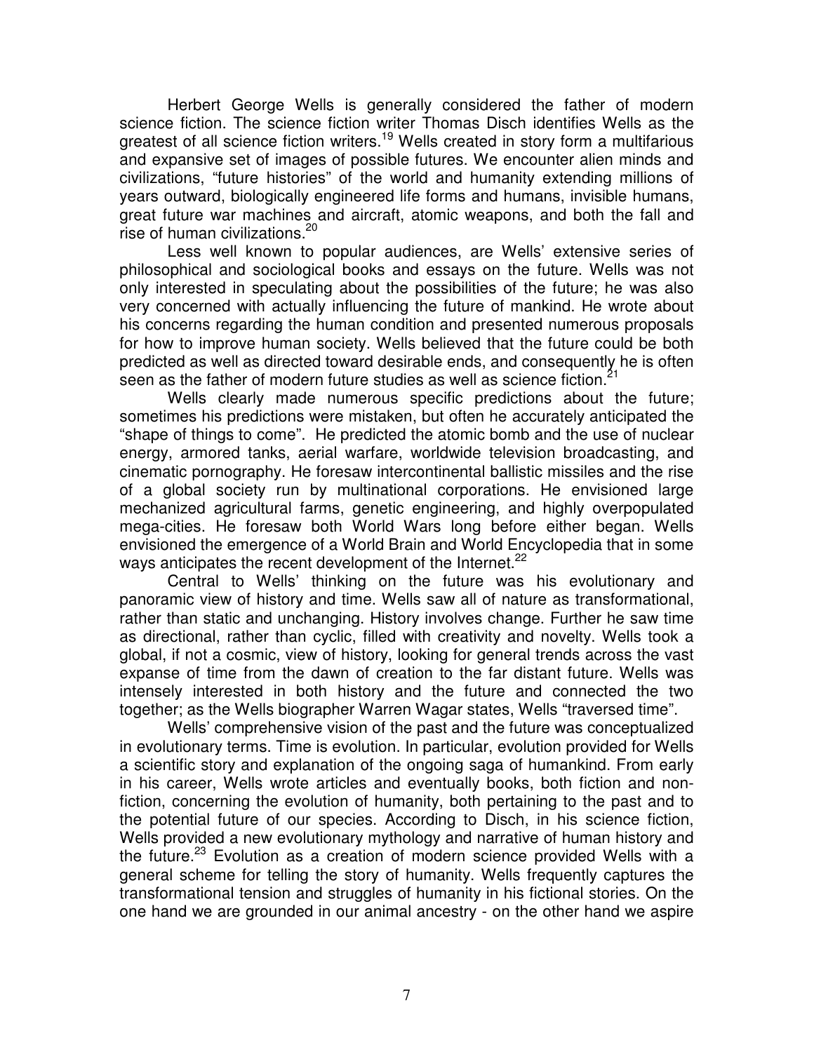Herbert George Wells is generally considered the father of modern science fiction. The science fiction writer Thomas Disch identifies Wells as the greatest of all science fiction writers.[19] Wells created in story form a multifarious and expansive set of images of possible futures. We encounter alien minds and civilizations, "future histories" of the world and humanity extending millions of years outward, biologically engineered life forms and humans, invisible humans, great future war machines and aircraft, atomic weapons, and both the fall and rise of human civilizations.[20]

Less well known to popular audiences, are Wells' extensive series of philosophical and sociological books and essays on the future. Wells was not only interested in speculating about the possibilities of the future; he was also very concerned with actually influencing the future of mankind. He wrote about his concerns regarding the human condition and presented numerous proposals for how to improve human society. Wells believed that the future could be both predicted as well as directed toward desirable ends, and consequently he is often seen as the father of modern future studies as well as science fiction.[21]

Wells clearly made numerous specific predictions about the future; sometimes his predictions were mistaken, but often he accurately anticipated the "shape of things to come". He predicted the atomic bomb and the use of nuclear energy, armored tanks, aerial warfare, worldwide television broadcasting, and cinematic pornography. He foresaw intercontinental ballistic missiles and the rise of a global society run by multinational corporations. He envisioned large mechanized agricultural farms, genetic engineering, and highly overpopulated mega-cities. He foresaw both World Wars long before either began. Wells envisioned the emergence of a World Brain and World Encyclopedia that in some ways anticipates the recent development of the Internet.[22]

Central to Wells' thinking on the future was his evolutionary and panoramic view of history and time. Wells saw all of nature as transformational, rather than static and unchanging. History involves change. Further he saw time as directional, rather than cyclic, filled with creativity and novelty. Wells took a global, if not a cosmic, view of history, looking for general trends across the vast expanse of time from the dawn of creation to the far distant future. Wells was intensely interested in both history and the future and connected the two together; as the Wells biographer Warren Wagar states, Wells "traversed time".

Wells' comprehensive vision of the past and the future was conceptualized in evolutionary terms. Time is evolution. In particular, evolution provided for Wells a scientific story and explanation of the ongoing saga of humankind. From early in his career, Wells wrote articles and eventually books, both fiction and non-fiction, concerning the evolution of humanity, both pertaining to the past and to the potential future of our species. According to Disch, in his science fiction, Wells provided a new evolutionary mythology and narrative of human history and the future.[23] Evolution as a creation of modern science provided Wells with a general scheme for telling the story of humanity. Wells frequently captures the transformational tension and struggles of humanity in his fictional stories. On the one hand we are grounded in our animal ancestry - on the other hand we aspire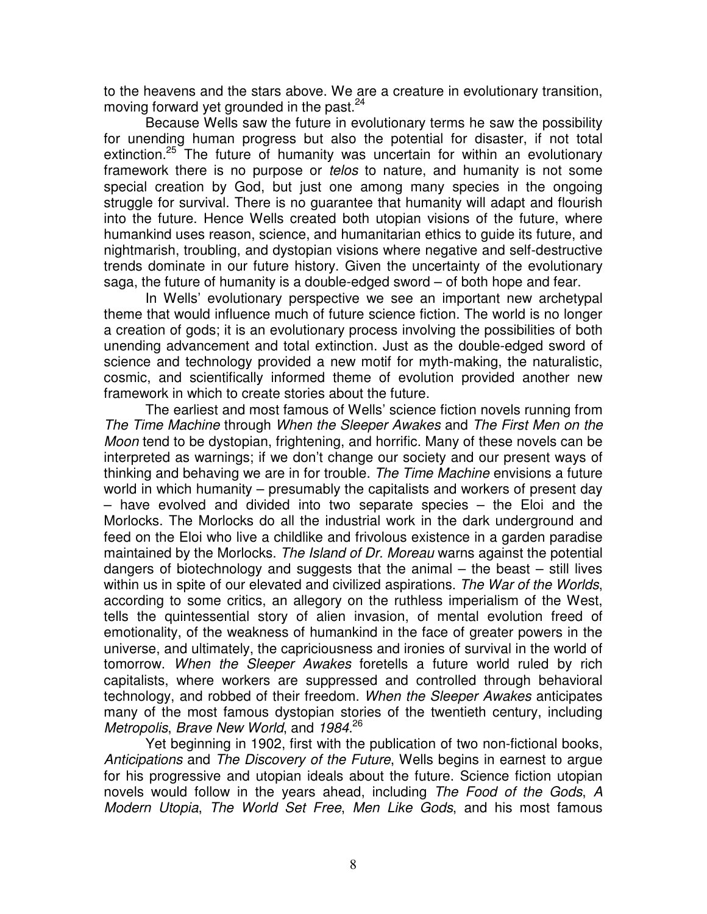to the heavens and the stars above. We are a creature in evolutionary transition, moving forward yet grounded in the past.[24]

Because Wells saw the future in evolutionary terms he saw the possibility for unending human progress but also the potential for disaster, if not total extinction.[25] The future of humanity was uncertain for within an evolutionary framework there is no purpose or *telos* to nature, and humanity is not some special creation by God, but just one among many species in the ongoing struggle for survival. There is no guarantee that humanity will adapt and flourish into the future. Hence Wells created both utopian visions of the future, where humankind uses reason, science, and humanitarian ethics to guide its future, and nightmarish, troubling, and dystopian visions where negative and self-destructive trends dominate in our future history. Given the uncertainty of the evolutionary saga, the future of humanity is a double-edged sword – of both hope and fear.

In Wells' evolutionary perspective we see an important new archetypal theme that would influence much of future science fiction. The world is no longer a creation of gods; it is an evolutionary process involving the possibilities of both unending advancement and total extinction. Just as the double-edged sword of science and technology provided a new motif for myth-making, the naturalistic, cosmic, and scientifically informed theme of evolution provided another new framework in which to create stories about the future.

The earliest and most famous of Wells' science fiction novels running from *The Time Machine* through *When the Sleeper Awakes* and *The First Men on the Moon* tend to be dystopian, frightening, and horrific. Many of these novels can be interpreted as warnings; if we don't change our society and our present ways of thinking and behaving we are in for trouble. *The Time Machine* envisions a future world in which humanity – presumably the capitalists and workers of present day – have evolved and divided into two separate species – the Eloi and the Morlocks. The Morlocks do all the industrial work in the dark underground and feed on the Eloi who live a childlike and frivolous existence in a garden paradise maintained by the Morlocks. *The Island of Dr. Moreau* warns against the potential dangers of biotechnology and suggests that the animal – the beast – still lives within us in spite of our elevated and civilized aspirations. *The War of the Worlds*, according to some critics, an allegory on the ruthless imperialism of the West, tells the quintessential story of alien invasion, of mental evolution freed of emotionality, of the weakness of humankind in the face of greater powers in the universe, and ultimately, the capriciousness and ironies of survival in the world of tomorrow. *When the Sleeper Awakes* foretells a future world ruled by rich capitalists, where workers are suppressed and controlled through behavioral technology, and robbed of their freedom. *When the Sleeper Awakes* anticipates many of the most famous dystopian stories of the twentieth century, including *Metropolis*, *Brave New World*, and *1984*.[26]

Yet beginning in 1902, first with the publication of two non-fictional books, *Anticipations* and *The Discovery of the Future*, Wells begins in earnest to argue for his progressive and utopian ideals about the future. Science fiction utopian novels would follow in the years ahead, including *The Food of the Gods*, *A Modern Utopia*, *The World Set Free*, *Men Like Gods*, and his most famous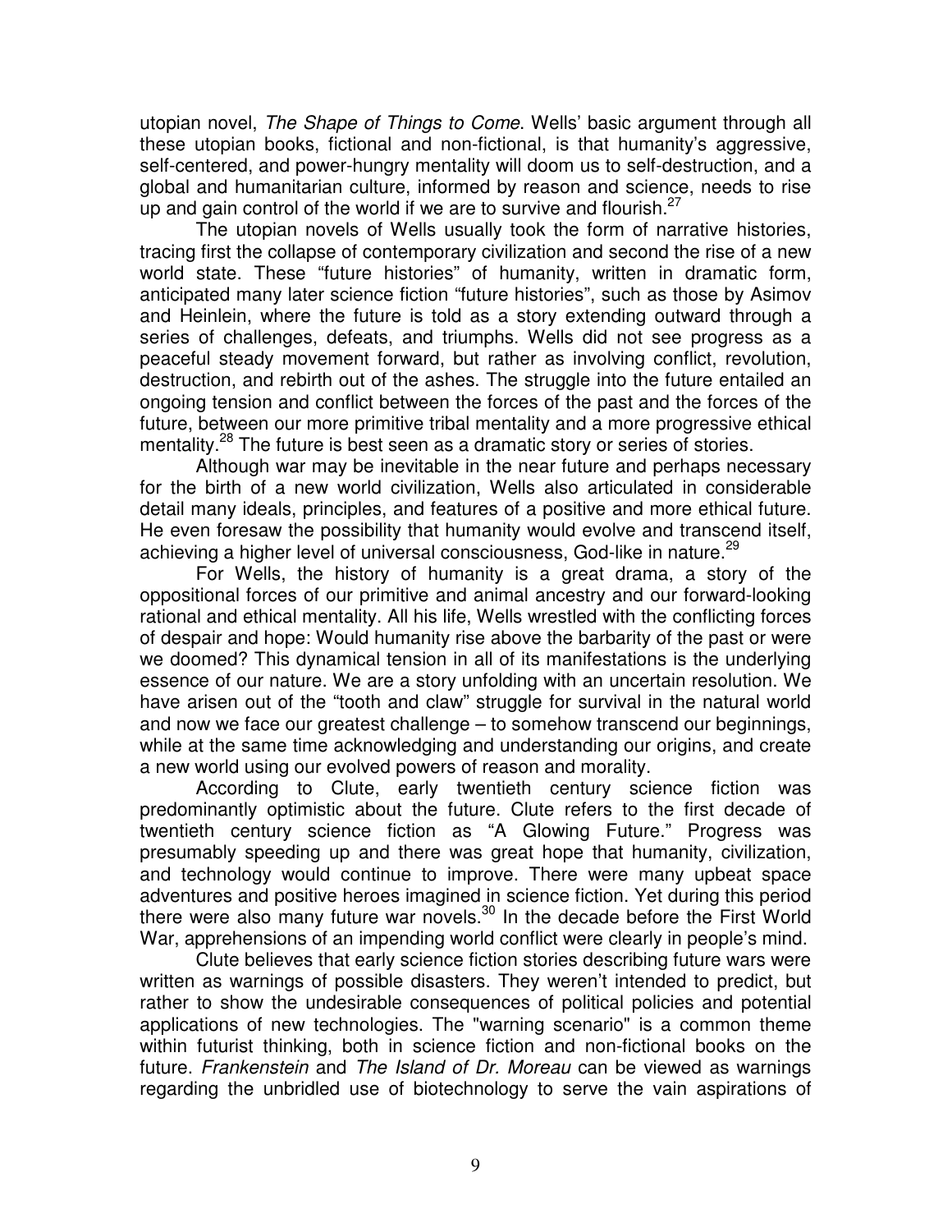utopian novel, *The Shape of Things to Come*. Wells' basic argument through all these utopian books, fictional and non-fictional, is that humanity's aggressive, self-centered, and power-hungry mentality will doom us to self-destruction, and a global and humanitarian culture, informed by reason and science, needs to rise up and gain control of the world if we are to survive and flourish.[27]

The utopian novels of Wells usually took the form of narrative histories, tracing first the collapse of contemporary civilization and second the rise of a new world state. These "future histories" of humanity, written in dramatic form, anticipated many later science fiction "future histories", such as those by Asimov and Heinlein, where the future is told as a story extending outward through a series of challenges, defeats, and triumphs. Wells did not see progress as a peaceful steady movement forward, but rather as involving conflict, revolution, destruction, and rebirth out of the ashes. The struggle into the future entailed an ongoing tension and conflict between the forces of the past and the forces of the future, between our more primitive tribal mentality and a more progressive ethical mentality.[28] The future is best seen as a dramatic story or series of stories.

Although war may be inevitable in the near future and perhaps necessary for the birth of a new world civilization, Wells also articulated in considerable detail many ideals, principles, and features of a positive and more ethical future. He even foresaw the possibility that humanity would evolve and transcend itself, achieving a higher level of universal consciousness, God-like in nature.[29]

For Wells, the history of humanity is a great drama, a story of the oppositional forces of our primitive and animal ancestry and our forward-looking rational and ethical mentality. All his life, Wells wrestled with the conflicting forces of despair and hope: Would humanity rise above the barbarity of the past or were we doomed? This dynamical tension in all of its manifestations is the underlying essence of our nature. We are a story unfolding with an uncertain resolution. We have arisen out of the "tooth and claw" struggle for survival in the natural world and now we face our greatest challenge – to somehow transcend our beginnings, while at the same time acknowledging and understanding our origins, and create a new world using our evolved powers of reason and morality.

According to Clute, early twentieth century science fiction was predominantly optimistic about the future. Clute refers to the first decade of twentieth century science fiction as "A Glowing Future." Progress was presumably speeding up and there was great hope that humanity, civilization, and technology would continue to improve. There were many upbeat space adventures and positive heroes imagined in science fiction. Yet during this period there were also many future war novels.[30] In the decade before the First World War, apprehensions of an impending world conflict were clearly in people's mind.

Clute believes that early science fiction stories describing future wars were written as warnings of possible disasters. They weren't intended to predict, but rather to show the undesirable consequences of political policies and potential applications of new technologies. The "warning scenario" is a common theme within futurist thinking, both in science fiction and non-fictional books on the future. *Frankenstein* and *The Island of Dr. Moreau* can be viewed as warnings regarding the unbridled use of biotechnology to serve the vain aspirations of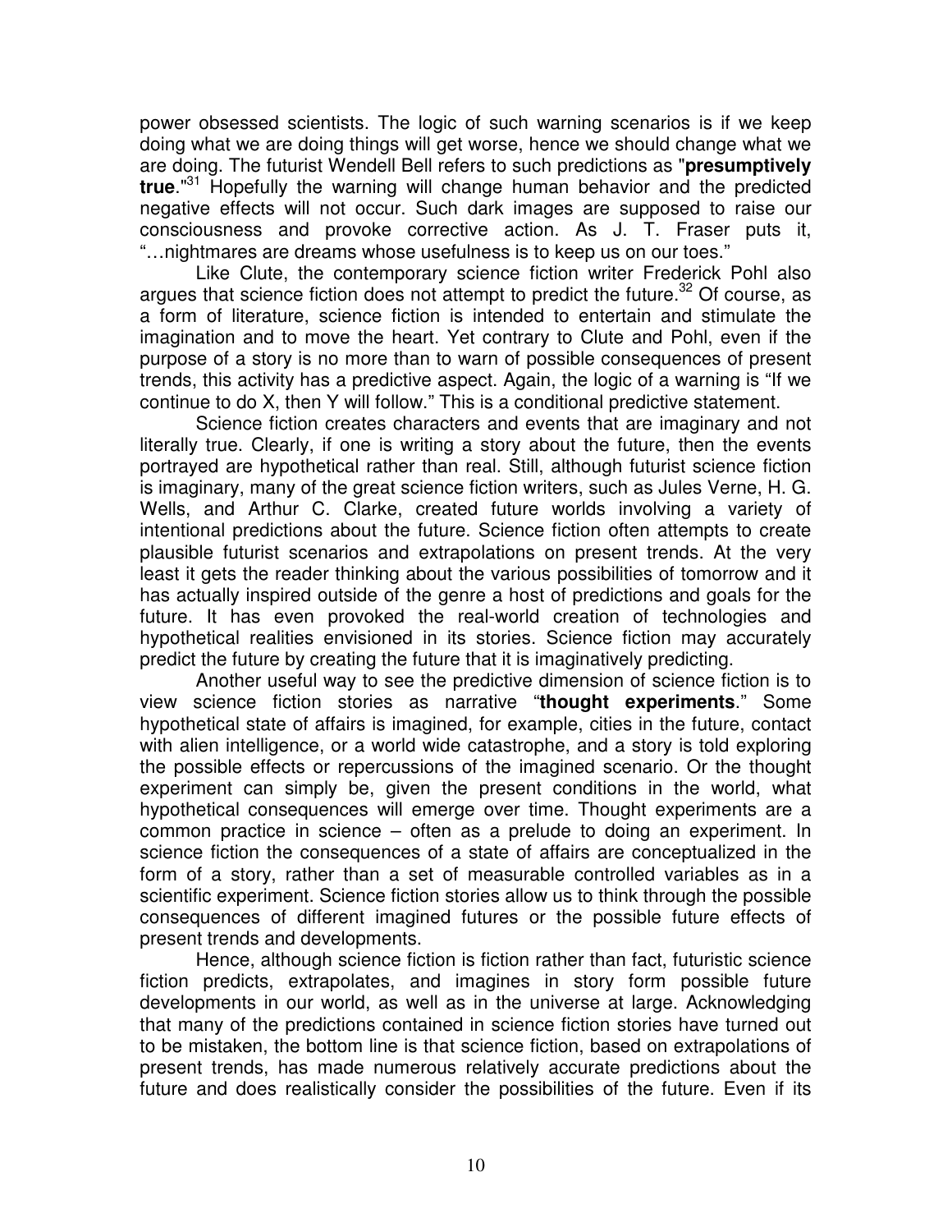power obsessed scientists. The logic of such warning scenarios is if we keep doing what we are doing things will get worse, hence we should change what we are doing. The futurist Wendell Bell refers to such predictions as "**presumptively true**."[31] Hopefully the warning will change human behavior and the predicted negative effects will not occur. Such dark images are supposed to raise our consciousness and provoke corrective action. As J. T. Fraser puts it, "…nightmares are dreams whose usefulness is to keep us on our toes."

Like Clute, the contemporary science fiction writer Frederick Pohl also argues that science fiction does not attempt to predict the future.[32] Of course, as a form of literature, science fiction is intended to entertain and stimulate the imagination and to move the heart. Yet contrary to Clute and Pohl, even if the purpose of a story is no more than to warn of possible consequences of present trends, this activity has a predictive aspect. Again, the logic of a warning is "If we continue to do X, then Y will follow." This is a conditional predictive statement.

Science fiction creates characters and events that are imaginary and not literally true. Clearly, if one is writing a story about the future, then the events portrayed are hypothetical rather than real. Still, although futurist science fiction is imaginary, many of the great science fiction writers, such as Jules Verne, H. G. Wells, and Arthur C. Clarke, created future worlds involving a variety of intentional predictions about the future. Science fiction often attempts to create plausible futurist scenarios and extrapolations on present trends. At the very least it gets the reader thinking about the various possibilities of tomorrow and it has actually inspired outside of the genre a host of predictions and goals for the future. It has even provoked the real-world creation of technologies and hypothetical realities envisioned in its stories. Science fiction may accurately predict the future by creating the future that it is imaginatively predicting.

Another useful way to see the predictive dimension of science fiction is to view science fiction stories as narrative "**thought experiments**." Some hypothetical state of affairs is imagined, for example, cities in the future, contact with alien intelligence, or a world wide catastrophe, and a story is told exploring the possible effects or repercussions of the imagined scenario. Or the thought experiment can simply be, given the present conditions in the world, what hypothetical consequences will emerge over time. Thought experiments are a common practice in science – often as a prelude to doing an experiment. In science fiction the consequences of a state of affairs are conceptualized in the form of a story, rather than a set of measurable controlled variables as in a scientific experiment. Science fiction stories allow us to think through the possible consequences of different imagined futures or the possible future effects of present trends and developments.

Hence, although science fiction is fiction rather than fact, futuristic science fiction predicts, extrapolates, and imagines in story form possible future developments in our world, as well as in the universe at large. Acknowledging that many of the predictions contained in science fiction stories have turned out to be mistaken, the bottom line is that science fiction, based on extrapolations of present trends, has made numerous relatively accurate predictions about the future and does realistically consider the possibilities of the future. Even if its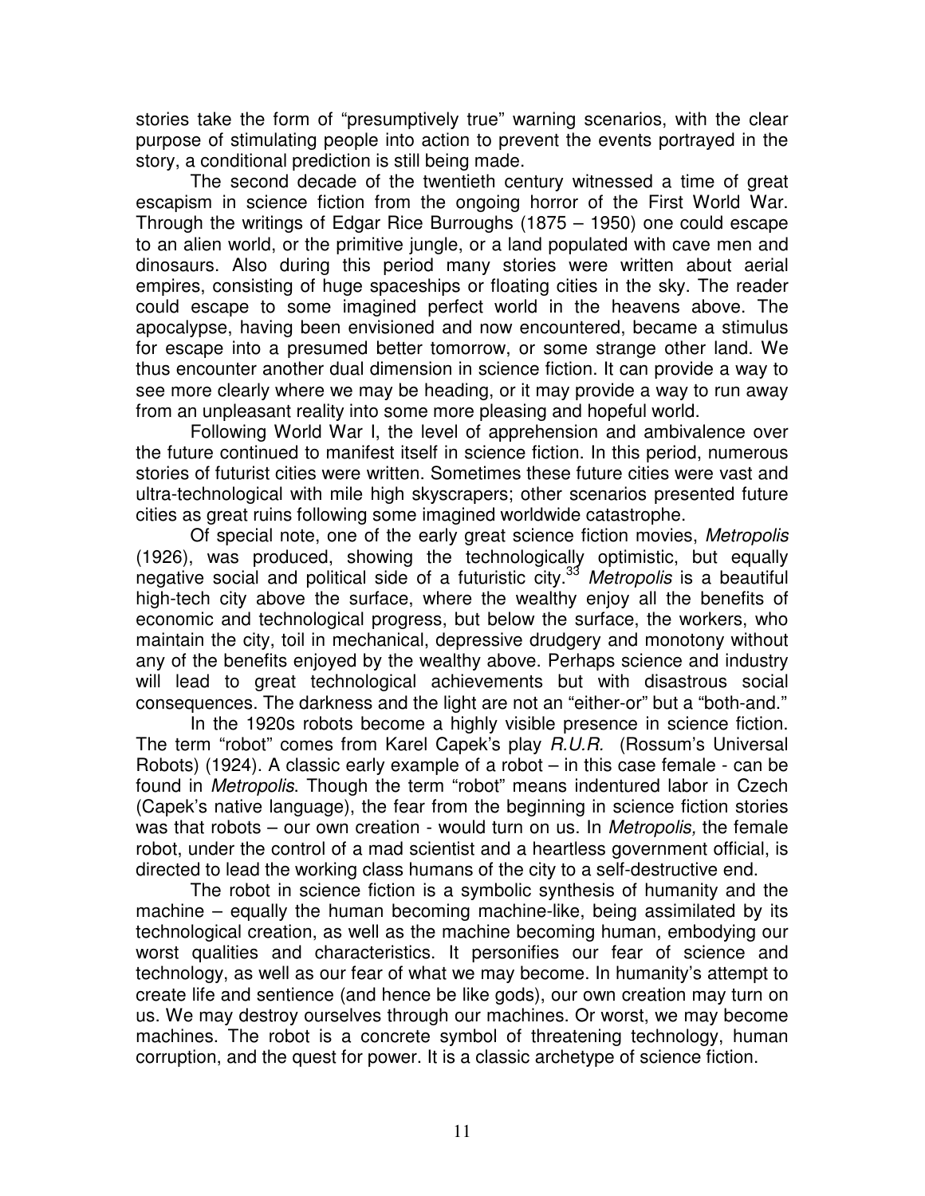stories take the form of "presumptively true" warning scenarios, with the clear purpose of stimulating people into action to prevent the events portrayed in the story, a conditional prediction is still being made.

The second decade of the twentieth century witnessed a time of great escapism in science fiction from the ongoing horror of the First World War. Through the writings of Edgar Rice Burroughs (1875 – 1950) one could escape to an alien world, or the primitive jungle, or a land populated with cave men and dinosaurs. Also during this period many stories were written about aerial empires, consisting of huge spaceships or floating cities in the sky. The reader could escape to some imagined perfect world in the heavens above. The apocalypse, having been envisioned and now encountered, became a stimulus for escape into a presumed better tomorrow, or some strange other land. We thus encounter another dual dimension in science fiction. It can provide a way to see more clearly where we may be heading, or it may provide a way to run away from an unpleasant reality into some more pleasing and hopeful world.

Following World War I, the level of apprehension and ambivalence over the future continued to manifest itself in science fiction. In this period, numerous stories of futurist cities were written. Sometimes these future cities were vast and ultra-technological with mile high skyscrapers; other scenarios presented future cities as great ruins following some imagined worldwide catastrophe.

Of special note, one of the early great science fiction movies, *Metropolis* (1926), was produced, showing the technologically optimistic, but equally negative social and political side of a futuristic city.[33] *Metropolis* is a beautiful high-tech city above the surface, where the wealthy enjoy all the benefits of economic and technological progress, but below the surface, the workers, who maintain the city, toil in mechanical, depressive drudgery and monotony without any of the benefits enjoyed by the wealthy above. Perhaps science and industry will lead to great technological achievements but with disastrous social consequences. The darkness and the light are not an "either-or" but a "both-and."

In the 1920s robots become a highly visible presence in science fiction. The term "robot" comes from Karel Capek's play *R.U.R.* (Rossum's Universal Robots) (1924). A classic early example of a robot – in this case female - can be found in *Metropolis*. Though the term "robot" means indentured labor in Czech (Capek's native language), the fear from the beginning in science fiction stories was that robots – our own creation - would turn on us. In *Metropolis,* the female robot, under the control of a mad scientist and a heartless government official, is directed to lead the working class humans of the city to a self-destructive end.

The robot in science fiction is a symbolic synthesis of humanity and the machine – equally the human becoming machine-like, being assimilated by its technological creation, as well as the machine becoming human, embodying our worst qualities and characteristics. It personifies our fear of science and technology, as well as our fear of what we may become. In humanity's attempt to create life and sentience (and hence be like gods), our own creation may turn on us. We may destroy ourselves through our machines. Or worst, we may become machines. The robot is a concrete symbol of threatening technology, human corruption, and the quest for power. It is a classic archetype of science fiction.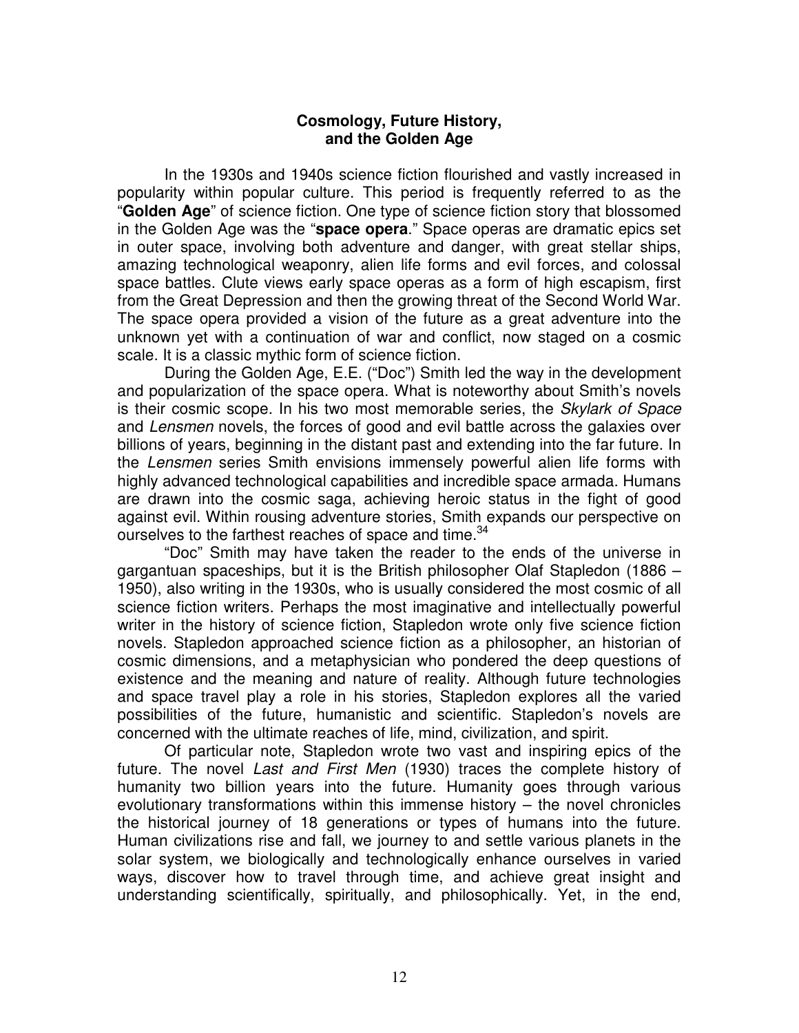## Cosmology, Future History, and the Golden Age

In the 1930s and 1940s science fiction flourished and vastly increased in popularity within popular culture. This period is frequently referred to as the "**Golden Age**" of science fiction. One type of science fiction story that blossomed in the Golden Age was the "**space opera**." Space operas are dramatic epics set in outer space, involving both adventure and danger, with great stellar ships, amazing technological weaponry, alien life forms and evil forces, and colossal space battles. Clute views early space operas as a form of high escapism, first from the Great Depression and then the growing threat of the Second World War. The space opera provided a vision of the future as a great adventure into the unknown yet with a continuation of war and conflict, now staged on a cosmic scale. It is a classic mythic form of science fiction.

During the Golden Age, E.E. ("Doc") Smith led the way in the development and popularization of the space opera. What is noteworthy about Smith's novels is their cosmic scope. In his two most memorable series, the *Skylark of Space* and *Lensmen* novels, the forces of good and evil battle across the galaxies over billions of years, beginning in the distant past and extending into the far future. In the *Lensmen* series Smith envisions immensely powerful alien life forms with highly advanced technological capabilities and incredible space armada. Humans are drawn into the cosmic saga, achieving heroic status in the fight of good against evil. Within rousing adventure stories, Smith expands our perspective on ourselves to the farthest reaches of space and time.[34]

"Doc" Smith may have taken the reader to the ends of the universe in gargantuan spaceships, but it is the British philosopher Olaf Stapledon (1886 – 1950), also writing in the 1930s, who is usually considered the most cosmic of all science fiction writers. Perhaps the most imaginative and intellectually powerful writer in the history of science fiction, Stapledon wrote only five science fiction novels. Stapledon approached science fiction as a philosopher, an historian of cosmic dimensions, and a metaphysician who pondered the deep questions of existence and the meaning and nature of reality. Although future technologies and space travel play a role in his stories, Stapledon explores all the varied possibilities of the future, humanistic and scientific. Stapledon's novels are concerned with the ultimate reaches of life, mind, civilization, and spirit.

Of particular note, Stapledon wrote two vast and inspiring epics of the future. The novel *Last and First Men* (1930) traces the complete history of humanity two billion years into the future. Humanity goes through various evolutionary transformations within this immense history – the novel chronicles the historical journey of 18 generations or types of humans into the future. Human civilizations rise and fall, we journey to and settle various planets in the solar system, we biologically and technologically enhance ourselves in varied ways, discover how to travel through time, and achieve great insight and understanding scientifically, spiritually, and philosophically. Yet, in the end,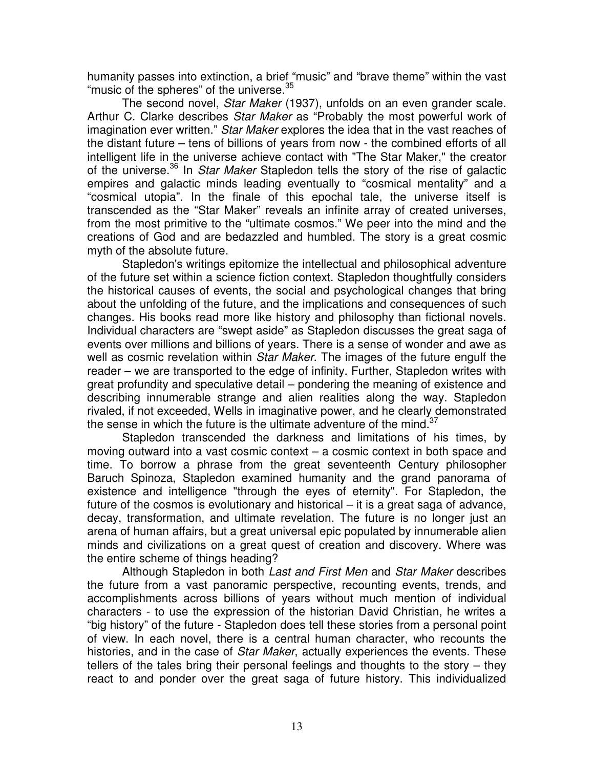humanity passes into extinction, a brief "music" and "brave theme" within the vast "music of the spheres" of the universe.[35]

The second novel, *Star Maker* (1937), unfolds on an even grander scale. Arthur C. Clarke describes *Star Maker* as "Probably the most powerful work of imagination ever written." *Star Maker* explores the idea that in the vast reaches of the distant future – tens of billions of years from now - the combined efforts of all intelligent life in the universe achieve contact with "The Star Maker," the creator of the universe.[36] In *Star Maker* Stapledon tells the story of the rise of galactic empires and galactic minds leading eventually to "cosmical mentality" and a "cosmical utopia". In the finale of this epochal tale, the universe itself is transcended as the "Star Maker" reveals an infinite array of created universes, from the most primitive to the "ultimate cosmos." We peer into the mind and the creations of God and are bedazzled and humbled. The story is a great cosmic myth of the absolute future.

Stapledon's writings epitomize the intellectual and philosophical adventure of the future set within a science fiction context. Stapledon thoughtfully considers the historical causes of events, the social and psychological changes that bring about the unfolding of the future, and the implications and consequences of such changes. His books read more like history and philosophy than fictional novels. Individual characters are "swept aside" as Stapledon discusses the great saga of events over millions and billions of years. There is a sense of wonder and awe as well as cosmic revelation within *Star Maker*. The images of the future engulf the reader – we are transported to the edge of infinity. Further, Stapledon writes with great profundity and speculative detail – pondering the meaning of existence and describing innumerable strange and alien realities along the way. Stapledon rivaled, if not exceeded, Wells in imaginative power, and he clearly demonstrated the sense in which the future is the ultimate adventure of the mind.[37]

Stapledon transcended the darkness and limitations of his times, by moving outward into a vast cosmic context – a cosmic context in both space and time. To borrow a phrase from the great seventeenth Century philosopher Baruch Spinoza, Stapledon examined humanity and the grand panorama of existence and intelligence "through the eyes of eternity". For Stapledon, the future of the cosmos is evolutionary and historical – it is a great saga of advance, decay, transformation, and ultimate revelation. The future is no longer just an arena of human affairs, but a great universal epic populated by innumerable alien minds and civilizations on a great quest of creation and discovery. Where was the entire scheme of things heading?

Although Stapledon in both *Last and First Men* and *Star Maker* describes the future from a vast panoramic perspective, recounting events, trends, and accomplishments across billions of years without much mention of individual characters - to use the expression of the historian David Christian, he writes a "big history" of the future - Stapledon does tell these stories from a personal point of view. In each novel, there is a central human character, who recounts the histories, and in the case of *Star Maker*, actually experiences the events. These tellers of the tales bring their personal feelings and thoughts to the story – they react to and ponder over the great saga of future history. This individualized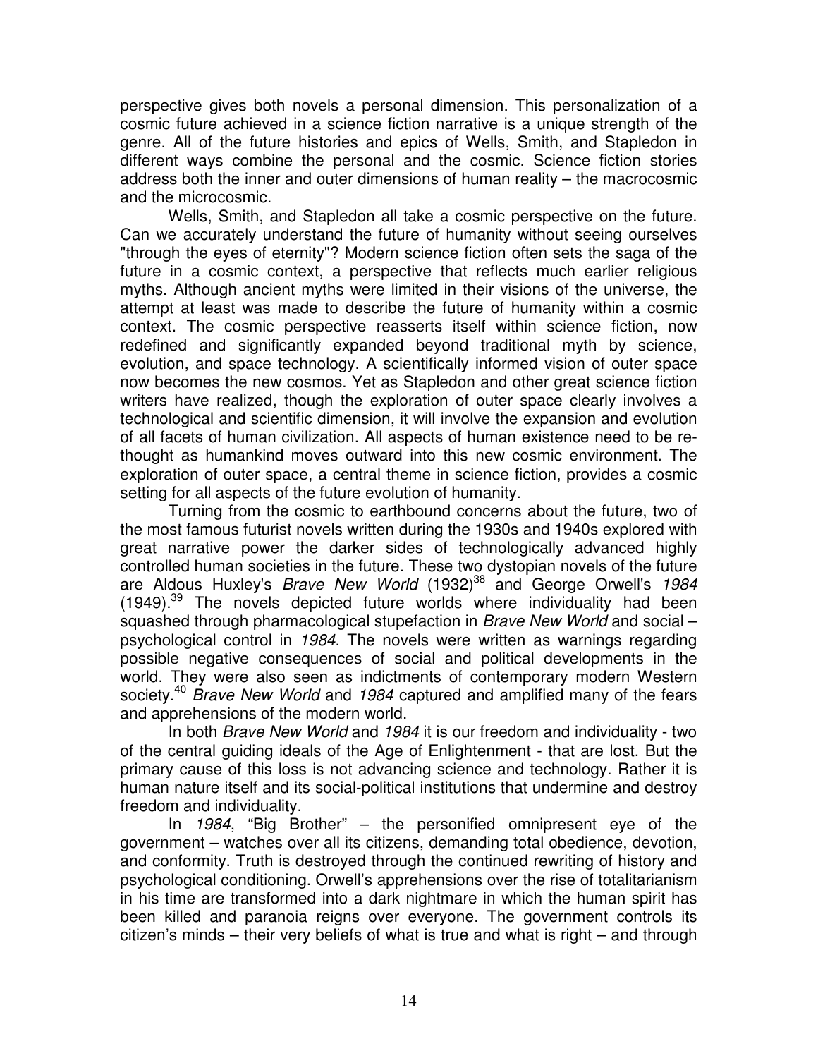perspective gives both novels a personal dimension. This personalization of a cosmic future achieved in a science fiction narrative is a unique strength of the genre. All of the future histories and epics of Wells, Smith, and Stapledon in different ways combine the personal and the cosmic. Science fiction stories address both the inner and outer dimensions of human reality – the macrocosmic and the microcosmic.

Wells, Smith, and Stapledon all take a cosmic perspective on the future. Can we accurately understand the future of humanity without seeing ourselves "through the eyes of eternity"? Modern science fiction often sets the saga of the future in a cosmic context, a perspective that reflects much earlier religious myths. Although ancient myths were limited in their visions of the universe, the attempt at least was made to describe the future of humanity within a cosmic context. The cosmic perspective reasserts itself within science fiction, now redefined and significantly expanded beyond traditional myth by science, evolution, and space technology. A scientifically informed vision of outer space now becomes the new cosmos. Yet as Stapledon and other great science fiction writers have realized, though the exploration of outer space clearly involves a technological and scientific dimension, it will involve the expansion and evolution of all facets of human civilization. All aspects of human existence need to be re-thought as humankind moves outward into this new cosmic environment. The exploration of outer space, a central theme in science fiction, provides a cosmic setting for all aspects of the future evolution of humanity.

Turning from the cosmic to earthbound concerns about the future, two of the most famous futurist novels written during the 1930s and 1940s explored with great narrative power the darker sides of technologically advanced highly controlled human societies in the future. These two dystopian novels of the future are Aldous Huxley's *Brave New World* (1932)[38] and George Orwell's *1984* (1949).[39] The novels depicted future worlds where individuality had been squashed through pharmacological stupefaction in *Brave New World* and social – psychological control in *1984*. The novels were written as warnings regarding possible negative consequences of social and political developments in the world. They were also seen as indictments of contemporary modern Western society.[40] *Brave New World* and *1984* captured and amplified many of the fears and apprehensions of the modern world.

In both *Brave New World* and *1984* it is our freedom and individuality - two of the central guiding ideals of the Age of Enlightenment - that are lost. But the primary cause of this loss is not advancing science and technology. Rather it is human nature itself and its social-political institutions that undermine and destroy freedom and individuality.

In *1984*, "Big Brother" – the personified omnipresent eye of the government – watches over all its citizens, demanding total obedience, devotion, and conformity. Truth is destroyed through the continued rewriting of history and psychological conditioning. Orwell's apprehensions over the rise of totalitarianism in his time are transformed into a dark nightmare in which the human spirit has been killed and paranoia reigns over everyone. The government controls its citizen's minds – their very beliefs of what is true and what is right – and through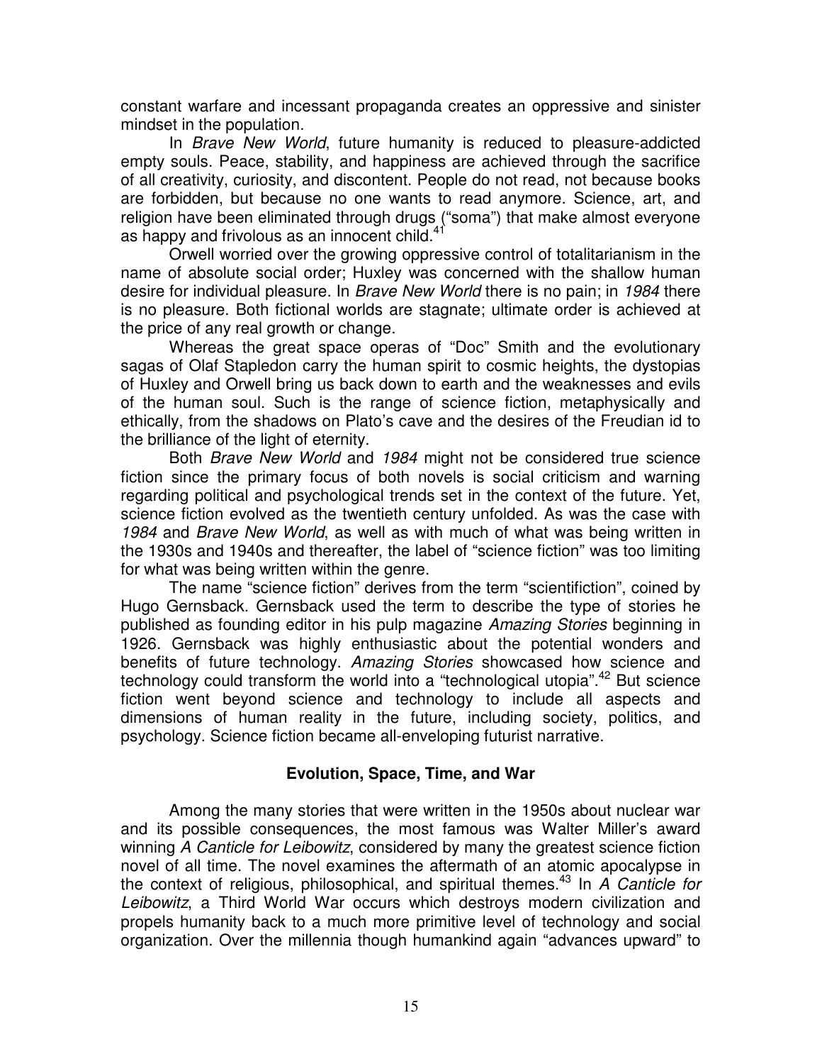constant warfare and incessant propaganda creates an oppressive and sinister mindset in the population.

In *Brave New World*, future humanity is reduced to pleasure-addicted empty souls. Peace, stability, and happiness are achieved through the sacrifice of all creativity, curiosity, and discontent. People do not read, not because books are forbidden, but because no one wants to read anymore. Science, art, and religion have been eliminated through drugs ("soma") that make almost everyone as happy and frivolous as an innocent child.[41]

Orwell worried over the growing oppressive control of totalitarianism in the name of absolute social order; Huxley was concerned with the shallow human desire for individual pleasure. In *Brave New World* there is no pain; in *1984* there is no pleasure. Both fictional worlds are stagnate; ultimate order is achieved at the price of any real growth or change.

Whereas the great space operas of "Doc" Smith and the evolutionary sagas of Olaf Stapledon carry the human spirit to cosmic heights, the dystopias of Huxley and Orwell bring us back down to earth and the weaknesses and evils of the human soul. Such is the range of science fiction, metaphysically and ethically, from the shadows on Plato's cave and the desires of the Freudian id to the brilliance of the light of eternity.

Both *Brave New World* and *1984* might not be considered true science fiction since the primary focus of both novels is social criticism and warning regarding political and psychological trends set in the context of the future. Yet, science fiction evolved as the twentieth century unfolded. As was the case with *1984* and *Brave New World*, as well as with much of what was being written in the 1930s and 1940s and thereafter, the label of "science fiction" was too limiting for what was being written within the genre.

The name "science fiction" derives from the term "scientifiction", coined by Hugo Gernsback. Gernsback used the term to describe the type of stories he published as founding editor in his pulp magazine *Amazing Stories* beginning in 1926. Gernsback was highly enthusiastic about the potential wonders and benefits of future technology. *Amazing Stories* showcased how science and technology could transform the world into a "technological utopia".[42] But science fiction went beyond science and technology to include all aspects and dimensions of human reality in the future, including society, politics, and psychology. Science fiction became all-enveloping futurist narrative.

### Evolution, Space, Time, and War

Among the many stories that were written in the 1950s about nuclear war and its possible consequences, the most famous was Walter Miller's award winning *A Canticle for Leibowitz*, considered by many the greatest science fiction novel of all time. The novel examines the aftermath of an atomic apocalypse in the context of religious, philosophical, and spiritual themes.[43] In *A Canticle for Leibowitz*, a Third World War occurs which destroys modern civilization and propels humanity back to a much more primitive level of technology and social organization. Over the millennia though humankind again "advances upward" to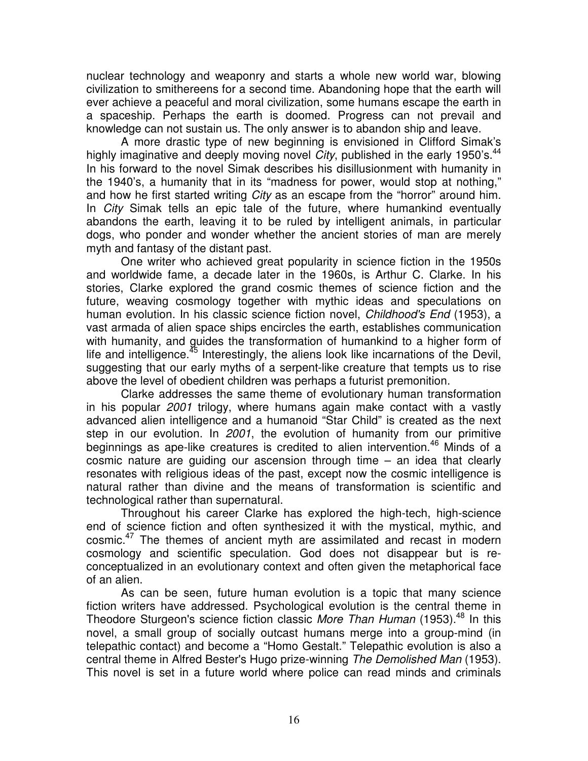nuclear technology and weaponry and starts a whole new world war, blowing civilization to smithereens for a second time. Abandoning hope that the earth will ever achieve a peaceful and moral civilization, some humans escape the earth in a spaceship. Perhaps the earth is doomed. Progress can not prevail and knowledge can not sustain us. The only answer is to abandon ship and leave.

A more drastic type of new beginning is envisioned in Clifford Simak's highly imaginative and deeply moving novel *City*, published in the early 1950's.[44] In his forward to the novel Simak describes his disillusionment with humanity in the 1940's, a humanity that in its "madness for power, would stop at nothing," and how he first started writing *City* as an escape from the "horror" around him. In *City* Simak tells an epic tale of the future, where humankind eventually abandons the earth, leaving it to be ruled by intelligent animals, in particular dogs, who ponder and wonder whether the ancient stories of man are merely myth and fantasy of the distant past.

One writer who achieved great popularity in science fiction in the 1950s and worldwide fame, a decade later in the 1960s, is Arthur C. Clarke. In his stories, Clarke explored the grand cosmic themes of science fiction and the future, weaving cosmology together with mythic ideas and speculations on human evolution. In his classic science fiction novel, *Childhood's End* (1953), a vast armada of alien space ships encircles the earth, establishes communication with humanity, and guides the transformation of humankind to a higher form of life and intelligence.[45] Interestingly, the aliens look like incarnations of the Devil, suggesting that our early myths of a serpent-like creature that tempts us to rise above the level of obedient children was perhaps a futurist premonition.

Clarke addresses the same theme of evolutionary human transformation in his popular *2001* trilogy, where humans again make contact with a vastly advanced alien intelligence and a humanoid "Star Child" is created as the next step in our evolution. In *2001*, the evolution of humanity from our primitive beginnings as ape-like creatures is credited to alien intervention.[46] Minds of a cosmic nature are guiding our ascension through time – an idea that clearly resonates with religious ideas of the past, except now the cosmic intelligence is natural rather than divine and the means of transformation is scientific and technological rather than supernatural.

Throughout his career Clarke has explored the high-tech, high-science end of science fiction and often synthesized it with the mystical, mythic, and cosmic.[47] The themes of ancient myth are assimilated and recast in modern cosmology and scientific speculation. God does not disappear but is re-conceptualized in an evolutionary context and often given the metaphorical face of an alien.

As can be seen, future human evolution is a topic that many science fiction writers have addressed. Psychological evolution is the central theme in Theodore Sturgeon's science fiction classic *More Than Human* (1953).[48] In this novel, a small group of socially outcast humans merge into a group-mind (in telepathic contact) and become a "Homo Gestalt." Telepathic evolution is also a central theme in Alfred Bester's Hugo prize-winning *The Demolished Man* (1953). This novel is set in a future world where police can read minds and criminals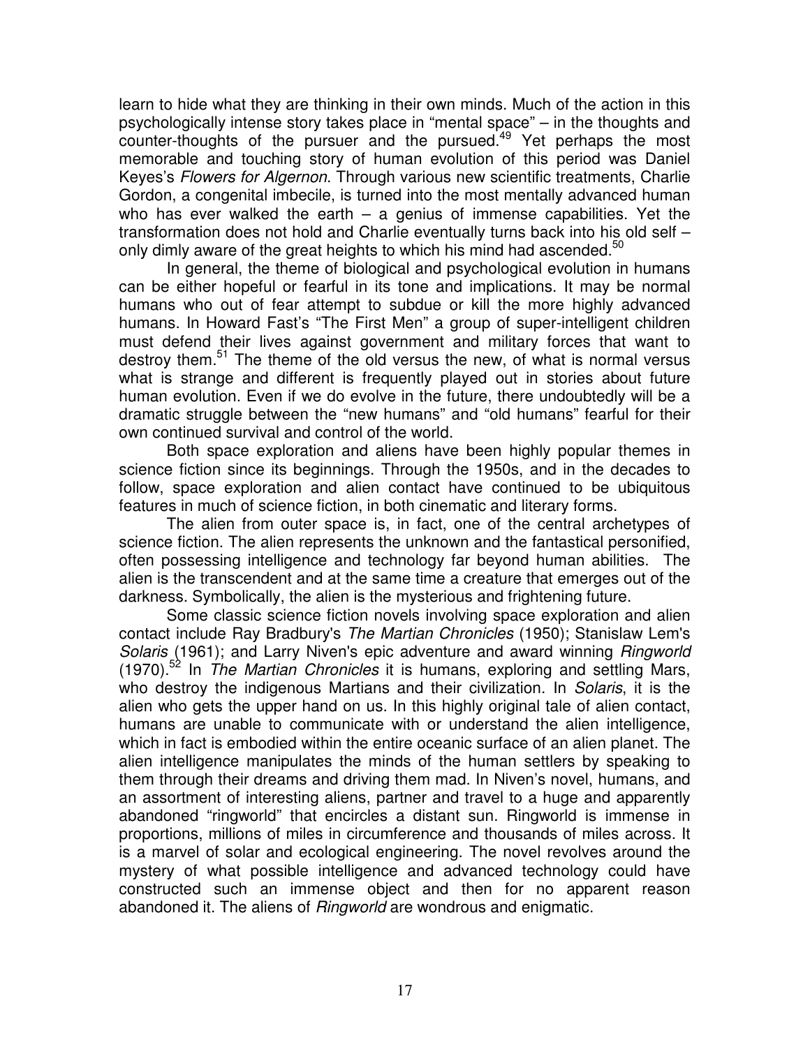learn to hide what they are thinking in their own minds. Much of the action in this psychologically intense story takes place in "mental space" – in the thoughts and counter-thoughts of the pursuer and the pursued.[49] Yet perhaps the most memorable and touching story of human evolution of this period was Daniel Keyes's *Flowers for Algernon*. Through various new scientific treatments, Charlie Gordon, a congenital imbecile, is turned into the most mentally advanced human who has ever walked the earth – a genius of immense capabilities. Yet the transformation does not hold and Charlie eventually turns back into his old self – only dimly aware of the great heights to which his mind had ascended.[50]

In general, the theme of biological and psychological evolution in humans can be either hopeful or fearful in its tone and implications. It may be normal humans who out of fear attempt to subdue or kill the more highly advanced humans. In Howard Fast's "The First Men" a group of super-intelligent children must defend their lives against government and military forces that want to destroy them.[51] The theme of the old versus the new, of what is normal versus what is strange and different is frequently played out in stories about future human evolution. Even if we do evolve in the future, there undoubtedly will be a dramatic struggle between the "new humans" and "old humans" fearful for their own continued survival and control of the world.

Both space exploration and aliens have been highly popular themes in science fiction since its beginnings. Through the 1950s, and in the decades to follow, space exploration and alien contact have continued to be ubiquitous features in much of science fiction, in both cinematic and literary forms.

The alien from outer space is, in fact, one of the central archetypes of science fiction. The alien represents the unknown and the fantastical personified, often possessing intelligence and technology far beyond human abilities. The alien is the transcendent and at the same time a creature that emerges out of the darkness. Symbolically, the alien is the mysterious and frightening future.

Some classic science fiction novels involving space exploration and alien contact include Ray Bradbury's *The Martian Chronicles* (1950); Stanislaw Lem's *Solaris* (1961); and Larry Niven's epic adventure and award winning *Ringworld* (1970).[52] In *The Martian Chronicles* it is humans, exploring and settling Mars, who destroy the indigenous Martians and their civilization. In *Solaris*, it is the alien who gets the upper hand on us. In this highly original tale of alien contact, humans are unable to communicate with or understand the alien intelligence, which in fact is embodied within the entire oceanic surface of an alien planet. The alien intelligence manipulates the minds of the human settlers by speaking to them through their dreams and driving them mad. In Niven's novel, humans, and an assortment of interesting aliens, partner and travel to a huge and apparently abandoned "ringworld" that encircles a distant sun. Ringworld is immense in proportions, millions of miles in circumference and thousands of miles across. It is a marvel of solar and ecological engineering. The novel revolves around the mystery of what possible intelligence and advanced technology could have constructed such an immense object and then for no apparent reason abandoned it. The aliens of *Ringworld* are wondrous and enigmatic.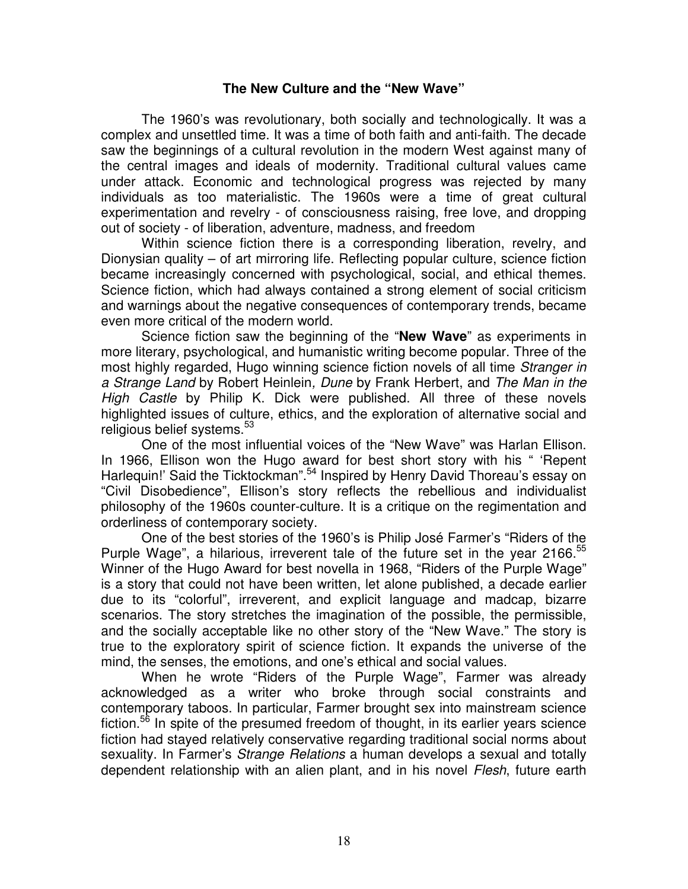### The New Culture and the "New Wave"

The 1960's was revolutionary, both socially and technologically. It was a complex and unsettled time. It was a time of both faith and anti-faith. The decade saw the beginnings of a cultural revolution in the modern West against many of the central images and ideals of modernity. Traditional cultural values came under attack. Economic and technological progress was rejected by many individuals as too materialistic. The 1960s were a time of great cultural experimentation and revelry - of consciousness raising, free love, and dropping out of society - of liberation, adventure, madness, and freedom

Within science fiction there is a corresponding liberation, revelry, and Dionysian quality – of art mirroring life. Reflecting popular culture, science fiction became increasingly concerned with psychological, social, and ethical themes. Science fiction, which had always contained a strong element of social criticism and warnings about the negative consequences of contemporary trends, became even more critical of the modern world.

Science fiction saw the beginning of the "**New Wave**" as experiments in more literary, psychological, and humanistic writing become popular. Three of the most highly regarded, Hugo winning science fiction novels of all time *Stranger in a Strange Land* by Robert Heinlein*, Dune* by Frank Herbert, and *The Man in the High Castle* by Philip K. Dick were published. All three of these novels highlighted issues of culture, ethics, and the exploration of alternative social and religious belief systems.[53]

One of the most influential voices of the "New Wave" was Harlan Ellison. In 1966, Ellison won the Hugo award for best short story with his " 'Repent Harlequin!' Said the Ticktockman".[54] Inspired by Henry David Thoreau's essay on "Civil Disobedience", Ellison's story reflects the rebellious and individualist philosophy of the 1960s counter-culture. It is a critique on the regimentation and orderliness of contemporary society.

One of the best stories of the 1960's is Philip José Farmer's "Riders of the Purple Wage", a hilarious, irreverent tale of the future set in the year 2166.[55] Winner of the Hugo Award for best novella in 1968, "Riders of the Purple Wage" is a story that could not have been written, let alone published, a decade earlier due to its "colorful", irreverent, and explicit language and madcap, bizarre scenarios. The story stretches the imagination of the possible, the permissible, and the socially acceptable like no other story of the "New Wave." The story is true to the exploratory spirit of science fiction. It expands the universe of the mind, the senses, the emotions, and one's ethical and social values.

When he wrote "Riders of the Purple Wage", Farmer was already acknowledged as a writer who broke through social constraints and contemporary taboos. In particular, Farmer brought sex into mainstream science fiction.[56] In spite of the presumed freedom of thought, in its earlier years science fiction had stayed relatively conservative regarding traditional social norms about sexuality. In Farmer's *Strange Relations* a human develops a sexual and totally dependent relationship with an alien plant, and in his novel *Flesh*, future earth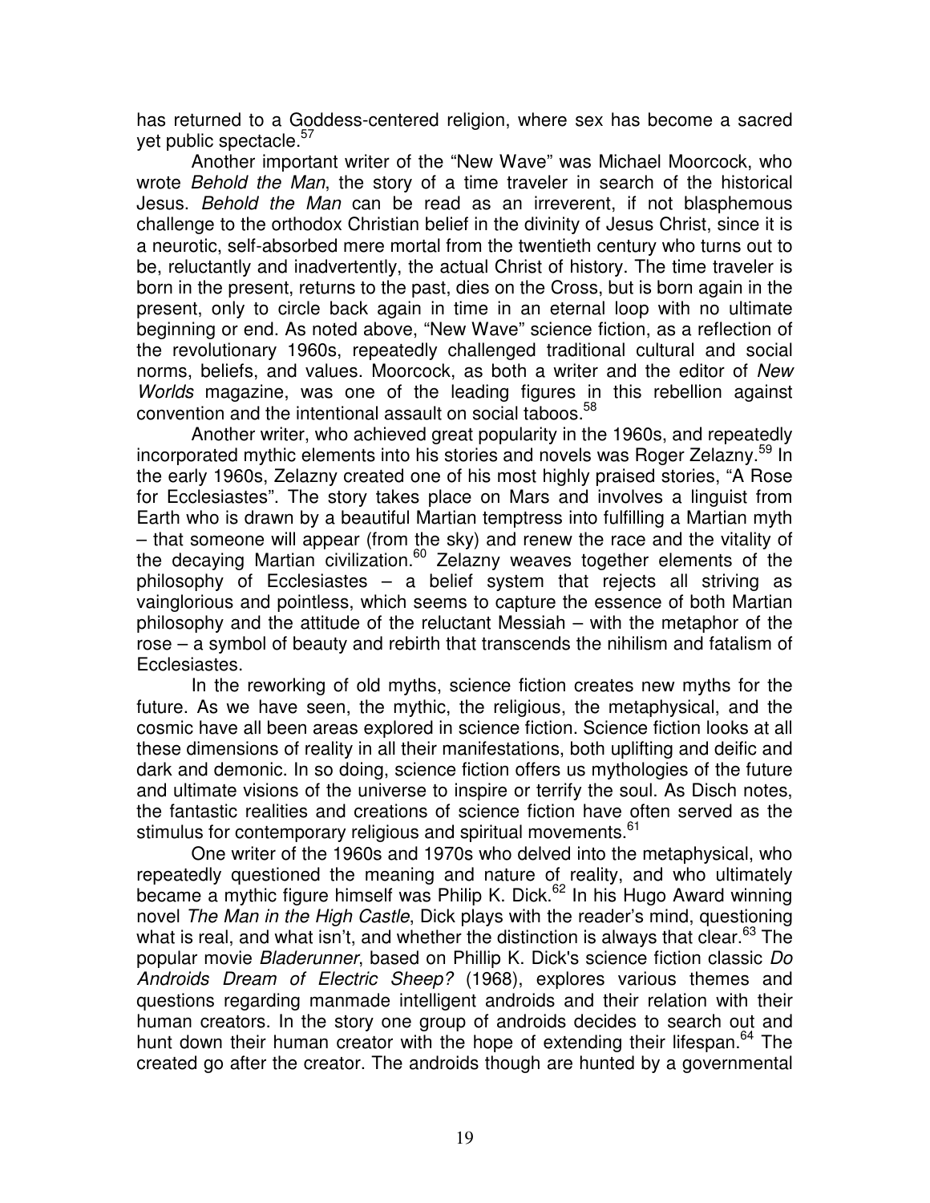has returned to a Goddess-centered religion, where sex has become a sacred yet public spectacle.[57]

Another important writer of the "New Wave" was Michael Moorcock, who wrote *Behold the Man*, the story of a time traveler in search of the historical Jesus. *Behold the Man* can be read as an irreverent, if not blasphemous challenge to the orthodox Christian belief in the divinity of Jesus Christ, since it is a neurotic, self-absorbed mere mortal from the twentieth century who turns out to be, reluctantly and inadvertently, the actual Christ of history. The time traveler is born in the present, returns to the past, dies on the Cross, but is born again in the present, only to circle back again in time in an eternal loop with no ultimate beginning or end. As noted above, "New Wave" science fiction, as a reflection of the revolutionary 1960s, repeatedly challenged traditional cultural and social norms, beliefs, and values. Moorcock, as both a writer and the editor of *New Worlds* magazine, was one of the leading figures in this rebellion against convention and the intentional assault on social taboos.[58]

Another writer, who achieved great popularity in the 1960s, and repeatedly incorporated mythic elements into his stories and novels was Roger Zelazny.[59] In the early 1960s, Zelazny created one of his most highly praised stories, "A Rose for Ecclesiastes". The story takes place on Mars and involves a linguist from Earth who is drawn by a beautiful Martian temptress into fulfilling a Martian myth – that someone will appear (from the sky) and renew the race and the vitality of the decaying Martian civilization.[60] Zelazny weaves together elements of the philosophy of Ecclesiastes – a belief system that rejects all striving as vainglorious and pointless, which seems to capture the essence of both Martian philosophy and the attitude of the reluctant Messiah – with the metaphor of the rose – a symbol of beauty and rebirth that transcends the nihilism and fatalism of Ecclesiastes.

In the reworking of old myths, science fiction creates new myths for the future. As we have seen, the mythic, the religious, the metaphysical, and the cosmic have all been areas explored in science fiction. Science fiction looks at all these dimensions of reality in all their manifestations, both uplifting and deific and dark and demonic. In so doing, science fiction offers us mythologies of the future and ultimate visions of the universe to inspire or terrify the soul. As Disch notes, the fantastic realities and creations of science fiction have often served as the stimulus for contemporary religious and spiritual movements.[61]

One writer of the 1960s and 1970s who delved into the metaphysical, who repeatedly questioned the meaning and nature of reality, and who ultimately became a mythic figure himself was Philip K. Dick.[62] In his Hugo Award winning novel *The Man in the High Castle*, Dick plays with the reader's mind, questioning what is real, and what isn't, and whether the distinction is always that clear.[63] The popular movie *Bladerunner*, based on Phillip K. Dick's science fiction classic *Do Androids Dream of Electric Sheep?* (1968), explores various themes and questions regarding manmade intelligent androids and their relation with their human creators. In the story one group of androids decides to search out and hunt down their human creator with the hope of extending their lifespan.[64] The created go after the creator. The androids though are hunted by a governmental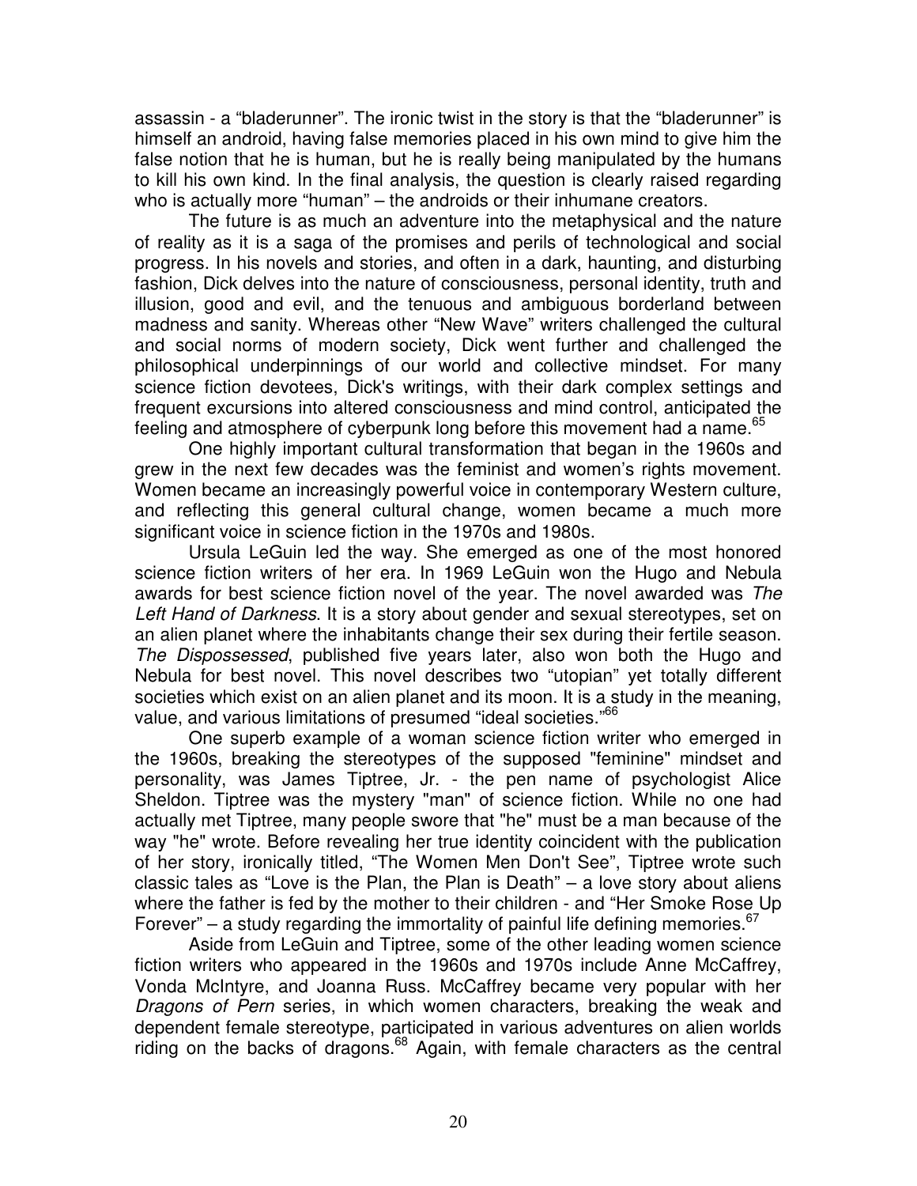assassin - a "bladerunner". The ironic twist in the story is that the "bladerunner" is himself an android, having false memories placed in his own mind to give him the false notion that he is human, but he is really being manipulated by the humans to kill his own kind. In the final analysis, the question is clearly raised regarding who is actually more "human" – the androids or their inhumane creators.

The future is as much an adventure into the metaphysical and the nature of reality as it is a saga of the promises and perils of technological and social progress. In his novels and stories, and often in a dark, haunting, and disturbing fashion, Dick delves into the nature of consciousness, personal identity, truth and illusion, good and evil, and the tenuous and ambiguous borderland between madness and sanity. Whereas other "New Wave" writers challenged the cultural and social norms of modern society, Dick went further and challenged the philosophical underpinnings of our world and collective mindset. For many science fiction devotees, Dick's writings, with their dark complex settings and frequent excursions into altered consciousness and mind control, anticipated the feeling and atmosphere of cyberpunk long before this movement had a name.[65]

One highly important cultural transformation that began in the 1960s and grew in the next few decades was the feminist and women's rights movement. Women became an increasingly powerful voice in contemporary Western culture, and reflecting this general cultural change, women became a much more significant voice in science fiction in the 1970s and 1980s.

Ursula LeGuin led the way. She emerged as one of the most honored science fiction writers of her era. In 1969 LeGuin won the Hugo and Nebula awards for best science fiction novel of the year. The novel awarded was *The Left Hand of Darkness*. It is a story about gender and sexual stereotypes, set on an alien planet where the inhabitants change their sex during their fertile season. *The Dispossessed*, published five years later, also won both the Hugo and Nebula for best novel. This novel describes two "utopian" yet totally different societies which exist on an alien planet and its moon. It is a study in the meaning, value, and various limitations of presumed "ideal societies."[66]

One superb example of a woman science fiction writer who emerged in the 1960s, breaking the stereotypes of the supposed "feminine" mindset and personality, was James Tiptree, Jr. - the pen name of psychologist Alice Sheldon. Tiptree was the mystery "man" of science fiction. While no one had actually met Tiptree, many people swore that "he" must be a man because of the way "he" wrote. Before revealing her true identity coincident with the publication of her story, ironically titled, "The Women Men Don't See", Tiptree wrote such classic tales as "Love is the Plan, the Plan is Death" – a love story about aliens where the father is fed by the mother to their children - and "Her Smoke Rose Up Forever" – a study regarding the immortality of painful life defining memories.[67]

Aside from LeGuin and Tiptree, some of the other leading women science fiction writers who appeared in the 1960s and 1970s include Anne McCaffrey, Vonda McIntyre, and Joanna Russ. McCaffrey became very popular with her *Dragons of Pern* series, in which women characters, breaking the weak and dependent female stereotype, participated in various adventures on alien worlds riding on the backs of dragons.[68] Again, with female characters as the central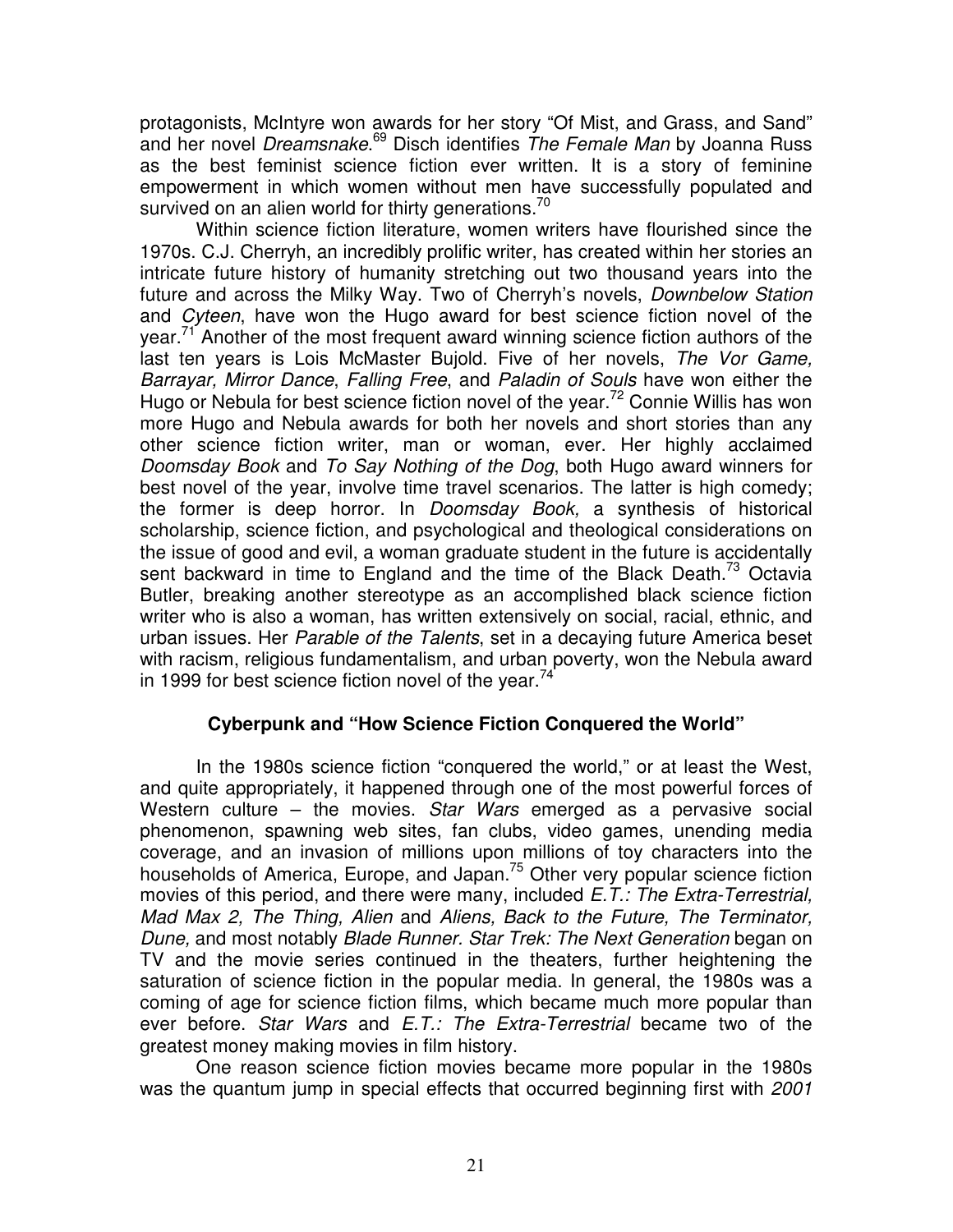protagonists, McIntyre won awards for her story "Of Mist, and Grass, and Sand" and her novel *Dreamsnake*.[69] Disch identifies *The Female Man* by Joanna Russ as the best feminist science fiction ever written. It is a story of feminine empowerment in which women without men have successfully populated and survived on an alien world for thirty generations.[70]

Within science fiction literature, women writers have flourished since the 1970s. C.J. Cherryh, an incredibly prolific writer, has created within her stories an intricate future history of humanity stretching out two thousand years into the future and across the Milky Way. Two of Cherryh's novels, *Downbelow Station* and *Cyteen*, have won the Hugo award for best science fiction novel of the year.[71] Another of the most frequent award winning science fiction authors of the last ten years is Lois McMaster Bujold. Five of her novels, *The Vor Game, Barrayar, Mirror Dance*, *Falling Free*, and *Paladin of Souls* have won either the Hugo or Nebula for best science fiction novel of the year.[72] Connie Willis has won more Hugo and Nebula awards for both her novels and short stories than any other science fiction writer, man or woman, ever. Her highly acclaimed *Doomsday Book* and *To Say Nothing of the Dog*, both Hugo award winners for best novel of the year, involve time travel scenarios. The latter is high comedy; the former is deep horror. In *Doomsday Book,* a synthesis of historical scholarship, science fiction, and psychological and theological considerations on the issue of good and evil, a woman graduate student in the future is accidentally sent backward in time to England and the time of the Black Death.[73] Octavia Butler, breaking another stereotype as an accomplished black science fiction writer who is also a woman, has written extensively on social, racial, ethnic, and urban issues. Her *Parable of the Talents*, set in a decaying future America beset with racism, religious fundamentalism, and urban poverty, won the Nebula award in 1999 for best science fiction novel of the year.[74]

### Cyberpunk and "How Science Fiction Conquered the World"

In the 1980s science fiction "conquered the world," or at least the West, and quite appropriately, it happened through one of the most powerful forces of Western culture – the movies. *Star Wars* emerged as a pervasive social phenomenon, spawning web sites, fan clubs, video games, unending media coverage, and an invasion of millions upon millions of toy characters into the households of America, Europe, and Japan.[75] Other very popular science fiction movies of this period, and there were many, included *E.T.: The Extra-Terrestrial, Mad Max 2, The Thing, Alien* and *Aliens, Back to the Future, The Terminator, Dune,* and most notably *Blade Runner*. *Star Trek: The Next Generation* began on TV and the movie series continued in the theaters, further heightening the saturation of science fiction in the popular media. In general, the 1980s was a coming of age for science fiction films, which became much more popular than ever before. *Star Wars* and *E.T.: The Extra-Terrestrial* became two of the greatest money making movies in film history.

One reason science fiction movies became more popular in the 1980s was the quantum jump in special effects that occurred beginning first with *2001*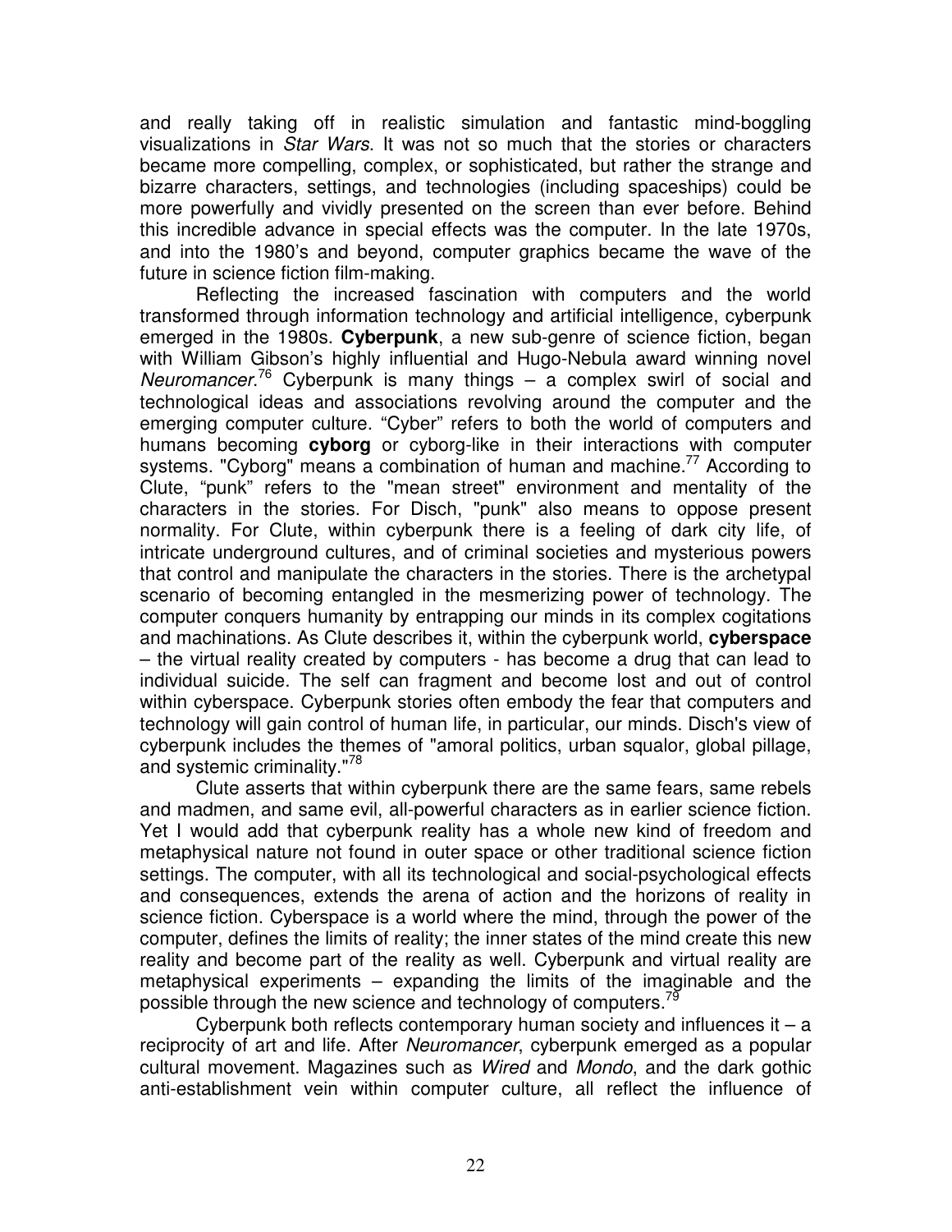and really taking off in realistic simulation and fantastic mind-boggling visualizations in *Star Wars*. It was not so much that the stories or characters became more compelling, complex, or sophisticated, but rather the strange and bizarre characters, settings, and technologies (including spaceships) could be more powerfully and vividly presented on the screen than ever before. Behind this incredible advance in special effects was the computer. In the late 1970s, and into the 1980's and beyond, computer graphics became the wave of the future in science fiction film-making.

Reflecting the increased fascination with computers and the world transformed through information technology and artificial intelligence, cyberpunk emerged in the 1980s. **Cyberpunk**, a new sub-genre of science fiction, began with William Gibson's highly influential and Hugo-Nebula award winning novel *Neuromancer*.[76] Cyberpunk is many things – a complex swirl of social and technological ideas and associations revolving around the computer and the emerging computer culture. "Cyber" refers to both the world of computers and humans becoming **cyborg** or cyborg-like in their interactions with computer systems. "Cyborg" means a combination of human and machine.[77] According to Clute, "punk" refers to the "mean street" environment and mentality of the characters in the stories. For Disch, "punk" also means to oppose present normality. For Clute, within cyberpunk there is a feeling of dark city life, of intricate underground cultures, and of criminal societies and mysterious powers that control and manipulate the characters in the stories. There is the archetypal scenario of becoming entangled in the mesmerizing power of technology. The computer conquers humanity by entrapping our minds in its complex cogitations and machinations. As Clute describes it, within the cyberpunk world, **cyberspace** – the virtual reality created by computers - has become a drug that can lead to individual suicide. The self can fragment and become lost and out of control within cyberspace. Cyberpunk stories often embody the fear that computers and technology will gain control of human life, in particular, our minds. Disch's view of cyberpunk includes the themes of "amoral politics, urban squalor, global pillage, and systemic criminality."[78]

Clute asserts that within cyberpunk there are the same fears, same rebels and madmen, and same evil, all-powerful characters as in earlier science fiction. Yet I would add that cyberpunk reality has a whole new kind of freedom and metaphysical nature not found in outer space or other traditional science fiction settings. The computer, with all its technological and social-psychological effects and consequences, extends the arena of action and the horizons of reality in science fiction. Cyberspace is a world where the mind, through the power of the computer, defines the limits of reality; the inner states of the mind create this new reality and become part of the reality as well. Cyberpunk and virtual reality are metaphysical experiments – expanding the limits of the imaginable and the possible through the new science and technology of computers.[79]

Cyberpunk both reflects contemporary human society and influences it – a reciprocity of art and life. After *Neuromancer*, cyberpunk emerged as a popular cultural movement. Magazines such as *Wired* and *Mondo*, and the dark gothic anti-establishment vein within computer culture, all reflect the influence of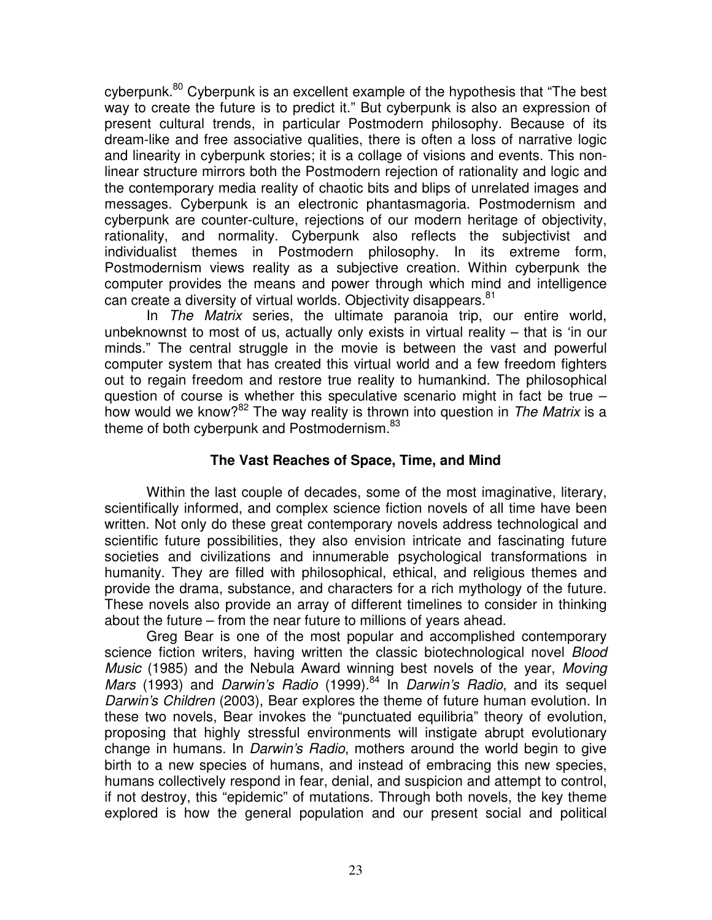cyberpunk.[80] Cyberpunk is an excellent example of the hypothesis that "The best way to create the future is to predict it." But cyberpunk is also an expression of present cultural trends, in particular Postmodern philosophy. Because of its dream-like and free associative qualities, there is often a loss of narrative logic and linearity in cyberpunk stories; it is a collage of visions and events. This non-linear structure mirrors both the Postmodern rejection of rationality and logic and the contemporary media reality of chaotic bits and blips of unrelated images and messages. Cyberpunk is an electronic phantasmagoria. Postmodernism and cyberpunk are counter-culture, rejections of our modern heritage of objectivity, rationality, and normality. Cyberpunk also reflects the subjectivist and individualist themes in Postmodern philosophy. In its extreme form, Postmodernism views reality as a subjective creation. Within cyberpunk the computer provides the means and power through which mind and intelligence can create a diversity of virtual worlds. Objectivity disappears.[81]

In *The Matrix* series, the ultimate paranoia trip, our entire world, unbeknownst to most of us, actually only exists in virtual reality – that is 'in our minds." The central struggle in the movie is between the vast and powerful computer system that has created this virtual world and a few freedom fighters out to regain freedom and restore true reality to humankind. The philosophical question of course is whether this speculative scenario might in fact be true – how would we know?[82] The way reality is thrown into question in *The Matrix* is a theme of both cyberpunk and Postmodernism.[83]

## The Vast Reaches of Space, Time, and Mind

Within the last couple of decades, some of the most imaginative, literary, scientifically informed, and complex science fiction novels of all time have been written. Not only do these great contemporary novels address technological and scientific future possibilities, they also envision intricate and fascinating future societies and civilizations and innumerable psychological transformations in humanity. They are filled with philosophical, ethical, and religious themes and provide the drama, substance, and characters for a rich mythology of the future. These novels also provide an array of different timelines to consider in thinking about the future – from the near future to millions of years ahead.

Greg Bear is one of the most popular and accomplished contemporary science fiction writers, having written the classic biotechnological novel *Blood Music* (1985) and the Nebula Award winning best novels of the year, *Moving Mars* (1993) and *Darwin's Radio* (1999).[84] In *Darwin's Radio*, and its sequel *Darwin's Children* (2003), Bear explores the theme of future human evolution. In these two novels, Bear invokes the "punctuated equilibria" theory of evolution, proposing that highly stressful environments will instigate abrupt evolutionary change in humans. In *Darwin's Radio*, mothers around the world begin to give birth to a new species of humans, and instead of embracing this new species, humans collectively respond in fear, denial, and suspicion and attempt to control, if not destroy, this "epidemic" of mutations. Through both novels, the key theme explored is how the general population and our present social and political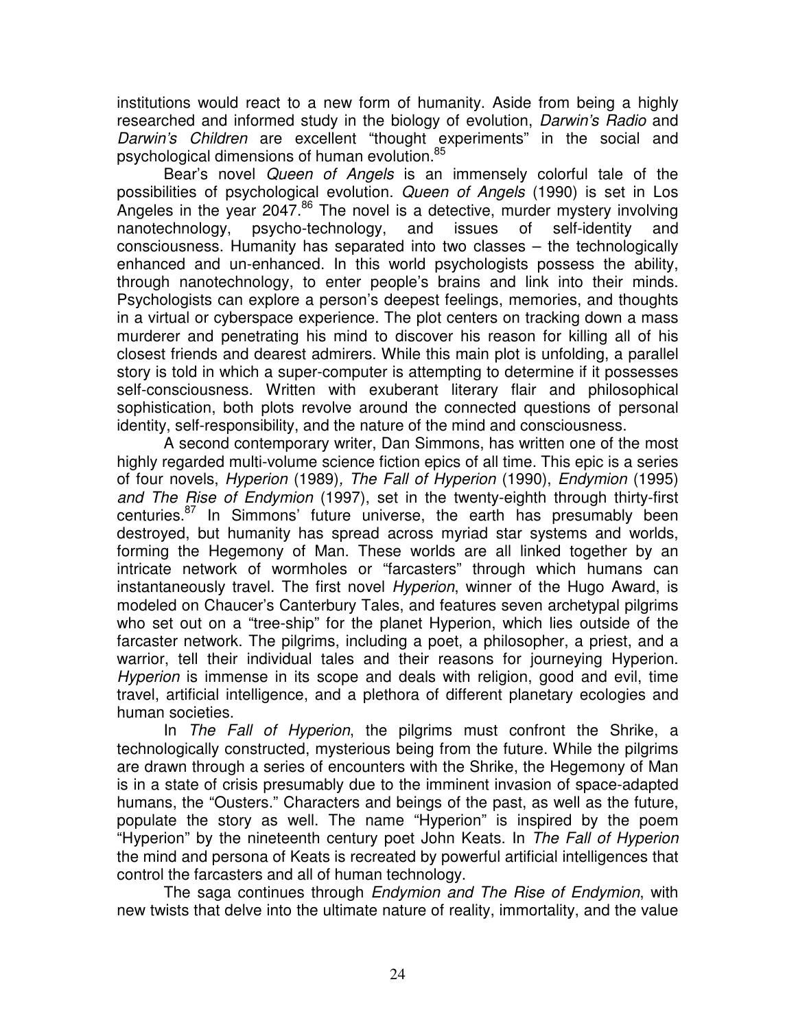institutions would react to a new form of humanity. Aside from being a highly researched and informed study in the biology of evolution, *Darwin's Radio* and *Darwin's Children* are excellent "thought experiments" in the social and psychological dimensions of human evolution.[85]

Bear's novel *Queen of Angels* is an immensely colorful tale of the possibilities of psychological evolution. *Queen of Angels* (1990) is set in Los Angeles in the year 2047.[86] The novel is a detective, murder mystery involving nanotechnology, psycho-technology, and issues of self-identity and consciousness. Humanity has separated into two classes – the technologically enhanced and un-enhanced. In this world psychologists possess the ability, through nanotechnology, to enter people's brains and link into their minds. Psychologists can explore a person's deepest feelings, memories, and thoughts in a virtual or cyberspace experience. The plot centers on tracking down a mass murderer and penetrating his mind to discover his reason for killing all of his closest friends and dearest admirers. While this main plot is unfolding, a parallel story is told in which a super-computer is attempting to determine if it possesses self-consciousness. Written with exuberant literary flair and philosophical sophistication, both plots revolve around the connected questions of personal identity, self-responsibility, and the nature of the mind and consciousness.

A second contemporary writer, Dan Simmons, has written one of the most highly regarded multi-volume science fiction epics of all time. This epic is a series of four novels, *Hyperion* (1989), *The Fall of Hyperion* (1990), *Endymion* (1995) *and The Rise of Endymion* (1997), set in the twenty-eighth through thirty-first centuries.[87] In Simmons' future universe, the earth has presumably been destroyed, but humanity has spread across myriad star systems and worlds, forming the Hegemony of Man. These worlds are all linked together by an intricate network of wormholes or "farcasters" through which humans can instantaneously travel. The first novel *Hyperion*, winner of the Hugo Award, is modeled on Chaucer's Canterbury Tales, and features seven archetypal pilgrims who set out on a "tree-ship" for the planet Hyperion, which lies outside of the farcaster network. The pilgrims, including a poet, a philosopher, a priest, and a warrior, tell their individual tales and their reasons for journeying Hyperion. *Hyperion* is immense in its scope and deals with religion, good and evil, time travel, artificial intelligence, and a plethora of different planetary ecologies and human societies.

In *The Fall of Hyperion*, the pilgrims must confront the Shrike, a technologically constructed, mysterious being from the future. While the pilgrims are drawn through a series of encounters with the Shrike, the Hegemony of Man is in a state of crisis presumably due to the imminent invasion of space-adapted humans, the "Ousters." Characters and beings of the past, as well as the future, populate the story as well. The name "Hyperion" is inspired by the poem "Hyperion" by the nineteenth century poet John Keats. In *The Fall of Hyperion* the mind and persona of Keats is recreated by powerful artificial intelligences that control the farcasters and all of human technology.

The saga continues through *Endymion and The Rise of Endymion*, with new twists that delve into the ultimate nature of reality, immortality, and the value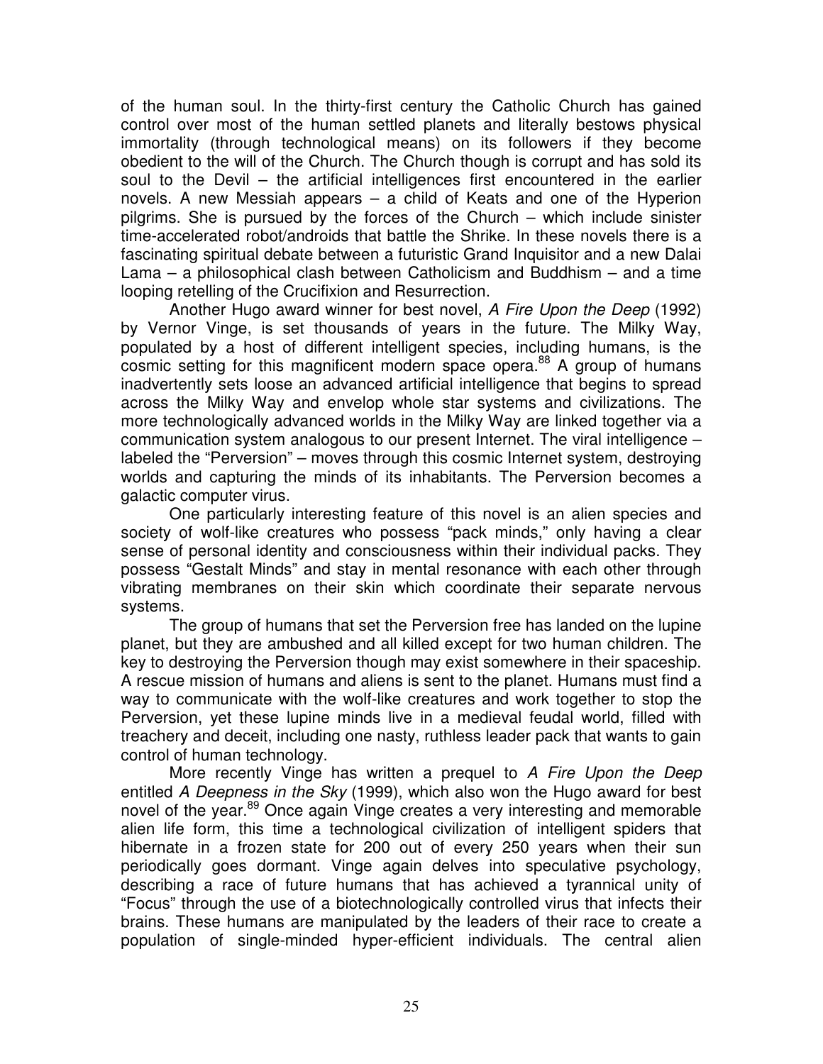of the human soul. In the thirty-first century the Catholic Church has gained control over most of the human settled planets and literally bestows physical immortality (through technological means) on its followers if they become obedient to the will of the Church. The Church though is corrupt and has sold its soul to the Devil – the artificial intelligences first encountered in the earlier novels. A new Messiah appears – a child of Keats and one of the Hyperion pilgrims. She is pursued by the forces of the Church – which include sinister time-accelerated robot/androids that battle the Shrike. In these novels there is a fascinating spiritual debate between a futuristic Grand Inquisitor and a new Dalai Lama – a philosophical clash between Catholicism and Buddhism – and a time looping retelling of the Crucifixion and Resurrection.

Another Hugo award winner for best novel, *A Fire Upon the Deep* (1992) by Vernor Vinge, is set thousands of years in the future. The Milky Way, populated by a host of different intelligent species, including humans, is the cosmic setting for this magnificent modern space opera.[88] A group of humans inadvertently sets loose an advanced artificial intelligence that begins to spread across the Milky Way and envelop whole star systems and civilizations. The more technologically advanced worlds in the Milky Way are linked together via a communication system analogous to our present Internet. The viral intelligence – labeled the "Perversion" – moves through this cosmic Internet system, destroying worlds and capturing the minds of its inhabitants. The Perversion becomes a galactic computer virus.

One particularly interesting feature of this novel is an alien species and society of wolf-like creatures who possess "pack minds," only having a clear sense of personal identity and consciousness within their individual packs. They possess "Gestalt Minds" and stay in mental resonance with each other through vibrating membranes on their skin which coordinate their separate nervous systems.

The group of humans that set the Perversion free has landed on the lupine planet, but they are ambushed and all killed except for two human children. The key to destroying the Perversion though may exist somewhere in their spaceship. A rescue mission of humans and aliens is sent to the planet. Humans must find a way to communicate with the wolf-like creatures and work together to stop the Perversion, yet these lupine minds live in a medieval feudal world, filled with treachery and deceit, including one nasty, ruthless leader pack that wants to gain control of human technology.

More recently Vinge has written a prequel to *A Fire Upon the Deep* entitled *A Deepness in the Sky* (1999), which also won the Hugo award for best novel of the year.[89] Once again Vinge creates a very interesting and memorable alien life form, this time a technological civilization of intelligent spiders that hibernate in a frozen state for 200 out of every 250 years when their sun periodically goes dormant. Vinge again delves into speculative psychology, describing a race of future humans that has achieved a tyrannical unity of "Focus" through the use of a biotechnologically controlled virus that infects their brains. These humans are manipulated by the leaders of their race to create a population of single-minded hyper-efficient individuals. The central alien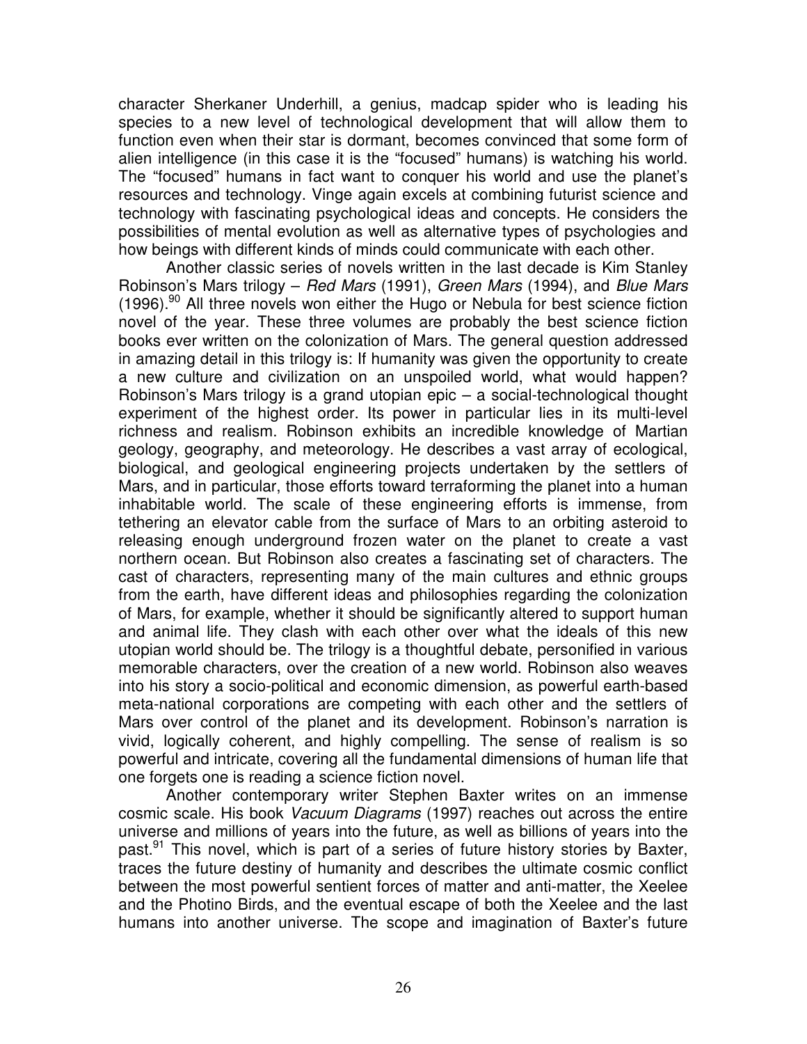character Sherkaner Underhill, a genius, madcap spider who is leading his species to a new level of technological development that will allow them to function even when their star is dormant, becomes convinced that some form of alien intelligence (in this case it is the "focused" humans) is watching his world. The "focused" humans in fact want to conquer his world and use the planet's resources and technology. Vinge again excels at combining futurist science and technology with fascinating psychological ideas and concepts. He considers the possibilities of mental evolution as well as alternative types of psychologies and how beings with different kinds of minds could communicate with each other.

Another classic series of novels written in the last decade is Kim Stanley Robinson's Mars trilogy – *Red Mars* (1991), *Green Mars* (1994), and *Blue Mars* (1996).[90] All three novels won either the Hugo or Nebula for best science fiction novel of the year. These three volumes are probably the best science fiction books ever written on the colonization of Mars. The general question addressed in amazing detail in this trilogy is: If humanity was given the opportunity to create a new culture and civilization on an unspoiled world, what would happen? Robinson's Mars trilogy is a grand utopian epic – a social-technological thought experiment of the highest order. Its power in particular lies in its multi-level richness and realism. Robinson exhibits an incredible knowledge of Martian geology, geography, and meteorology. He describes a vast array of ecological, biological, and geological engineering projects undertaken by the settlers of Mars, and in particular, those efforts toward terraforming the planet into a human inhabitable world. The scale of these engineering efforts is immense, from tethering an elevator cable from the surface of Mars to an orbiting asteroid to releasing enough underground frozen water on the planet to create a vast northern ocean. But Robinson also creates a fascinating set of characters. The cast of characters, representing many of the main cultures and ethnic groups from the earth, have different ideas and philosophies regarding the colonization of Mars, for example, whether it should be significantly altered to support human and animal life. They clash with each other over what the ideals of this new utopian world should be. The trilogy is a thoughtful debate, personified in various memorable characters, over the creation of a new world. Robinson also weaves into his story a socio-political and economic dimension, as powerful earth-based meta-national corporations are competing with each other and the settlers of Mars over control of the planet and its development. Robinson's narration is vivid, logically coherent, and highly compelling. The sense of realism is so powerful and intricate, covering all the fundamental dimensions of human life that one forgets one is reading a science fiction novel.

Another contemporary writer Stephen Baxter writes on an immense cosmic scale. His book *Vacuum Diagrams* (1997) reaches out across the entire universe and millions of years into the future, as well as billions of years into the past.[91] This novel, which is part of a series of future history stories by Baxter, traces the future destiny of humanity and describes the ultimate cosmic conflict between the most powerful sentient forces of matter and anti-matter, the Xeelee and the Photino Birds, and the eventual escape of both the Xeelee and the last humans into another universe. The scope and imagination of Baxter's future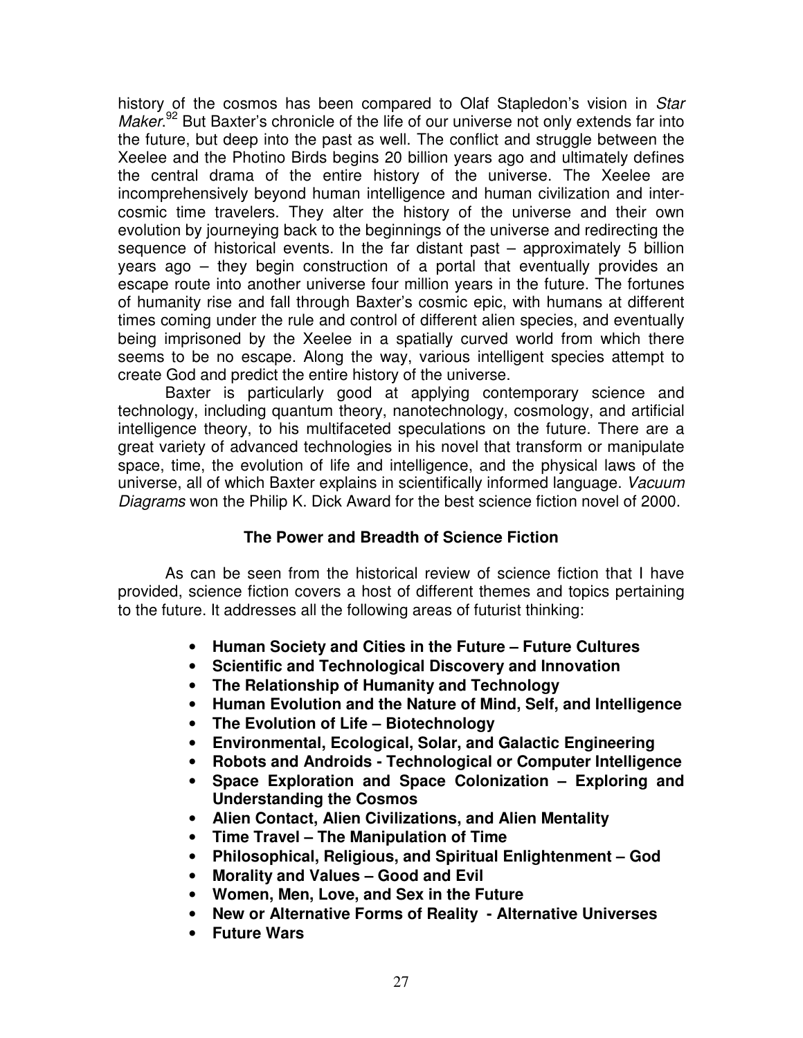history of the cosmos has been compared to Olaf Stapledon's vision in *Star Maker*.[92] But Baxter's chronicle of the life of our universe not only extends far into the future, but deep into the past as well. The conflict and struggle between the Xeelee and the Photino Birds begins 20 billion years ago and ultimately defines the central drama of the entire history of the universe. The Xeelee are incomprehensively beyond human intelligence and human civilization and inter-cosmic time travelers. They alter the history of the universe and their own evolution by journeying back to the beginnings of the universe and redirecting the sequence of historical events. In the far distant past – approximately 5 billion years ago – they begin construction of a portal that eventually provides an escape route into another universe four million years in the future. The fortunes of humanity rise and fall through Baxter's cosmic epic, with humans at different times coming under the rule and control of different alien species, and eventually being imprisoned by the Xeelee in a spatially curved world from which there seems to be no escape. Along the way, various intelligent species attempt to create God and predict the entire history of the universe.

Baxter is particularly good at applying contemporary science and technology, including quantum theory, nanotechnology, cosmology, and artificial intelligence theory, to his multifaceted speculations on the future. There are a great variety of advanced technologies in his novel that transform or manipulate space, time, the evolution of life and intelligence, and the physical laws of the universe, all of which Baxter explains in scientifically informed language. *Vacuum Diagrams* won the Philip K. Dick Award for the best science fiction novel of 2000.

### The Power and Breadth of Science Fiction

As can be seen from the historical review of science fiction that I have provided, science fiction covers a host of different themes and topics pertaining to the future. It addresses all the following areas of futurist thinking:

- **Human Society and Cities in the Future – Future Cultures**
- **Scientific and Technological Discovery and Innovation**
- **The Relationship of Humanity and Technology**
- **Human Evolution and the Nature of Mind, Self, and Intelligence**
- **The Evolution of Life – Biotechnology**
- **Environmental, Ecological, Solar, and Galactic Engineering**
- **Robots and Androids - Technological or Computer Intelligence**
- **Space Exploration and Space Colonization – Exploring and Understanding the Cosmos**
- **Alien Contact, Alien Civilizations, and Alien Mentality**
- **Time Travel – The Manipulation of Time**
- **Philosophical, Religious, and Spiritual Enlightenment – God**
- **Morality and Values – Good and Evil**
- **Women, Men, Love, and Sex in the Future**
- **New or Alternative Forms of Reality - Alternative Universes**
- **Future Wars**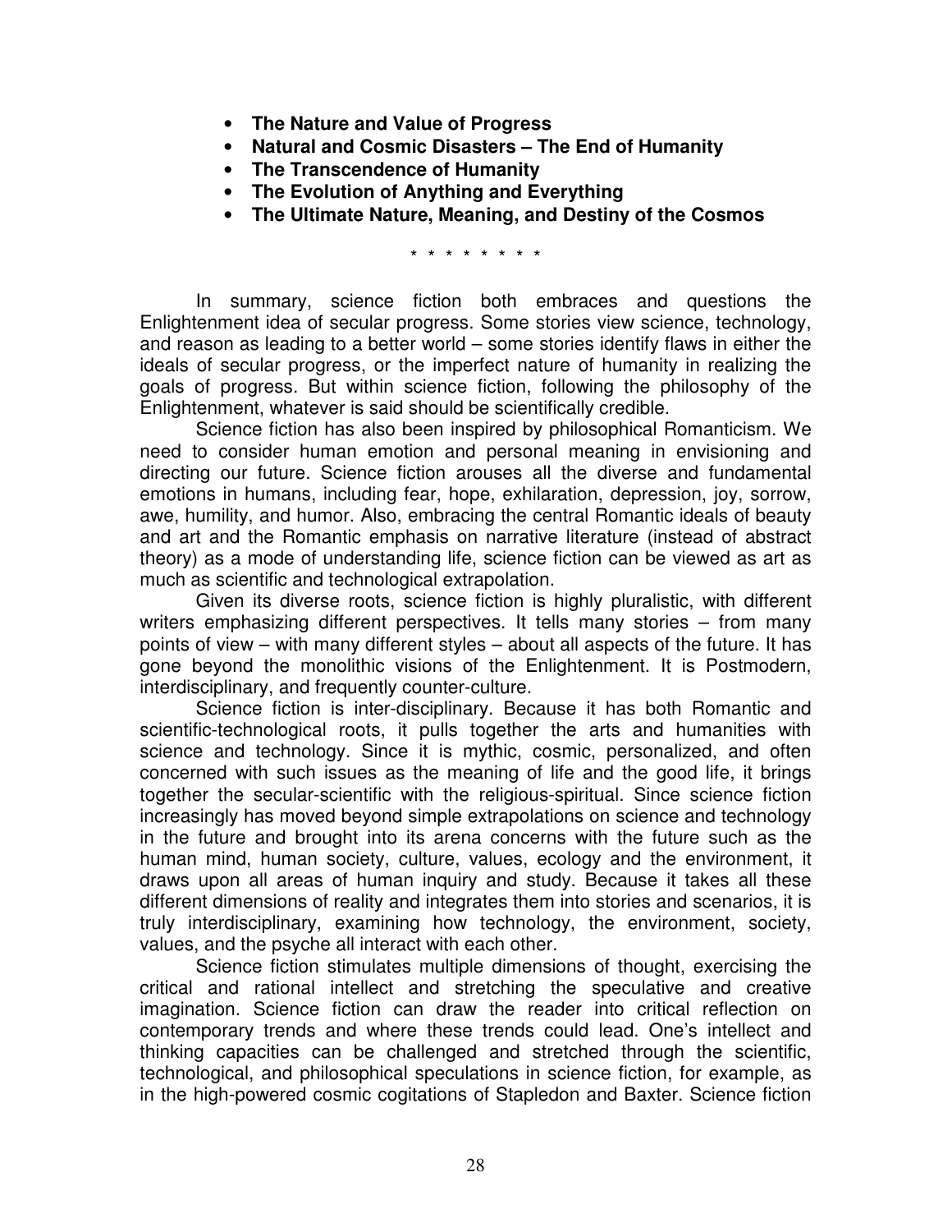- **The Nature and Value of Progress**
- **Natural and Cosmic Disasters – The End of Humanity**
- **The Transcendence of Humanity**
- **The Evolution of Anything and Everything**
- **The Ultimate Nature, Meaning, and Destiny of the Cosmos**

\* \* \* \* \* \* \* \* \*

In summary, science fiction both embraces and questions the Enlightenment idea of secular progress. Some stories view science, technology, and reason as leading to a better world – some stories identify flaws in either the ideals of secular progress, or the imperfect nature of humanity in realizing the goals of progress. But within science fiction, following the philosophy of the Enlightenment, whatever is said should be scientifically credible.

Science fiction has also been inspired by philosophical Romanticism. We need to consider human emotion and personal meaning in envisioning and directing our future. Science fiction arouses all the diverse and fundamental emotions in humans, including fear, hope, exhilaration, depression, joy, sorrow, awe, humility, and humor. Also, embracing the central Romantic ideals of beauty and art and the Romantic emphasis on narrative literature (instead of abstract theory) as a mode of understanding life, science fiction can be viewed as art as much as scientific and technological extrapolation.

Given its diverse roots, science fiction is highly pluralistic, with different writers emphasizing different perspectives. It tells many stories – from many points of view – with many different styles – about all aspects of the future. It has gone beyond the monolithic visions of the Enlightenment. It is Postmodern, interdisciplinary, and frequently counter-culture.

Science fiction is inter-disciplinary. Because it has both Romantic and scientific-technological roots, it pulls together the arts and humanities with science and technology. Since it is mythic, cosmic, personalized, and often concerned with such issues as the meaning of life and the good life, it brings together the secular-scientific with the religious-spiritual. Since science fiction increasingly has moved beyond simple extrapolations on science and technology in the future and brought into its arena concerns with the future such as the human mind, human society, culture, values, ecology and the environment, it draws upon all areas of human inquiry and study. Because it takes all these different dimensions of reality and integrates them into stories and scenarios, it is truly interdisciplinary, examining how technology, the environment, society, values, and the psyche all interact with each other.

Science fiction stimulates multiple dimensions of thought, exercising the critical and rational intellect and stretching the speculative and creative imagination. Science fiction can draw the reader into critical reflection on contemporary trends and where these trends could lead. One's intellect and thinking capacities can be challenged and stretched through the scientific, technological, and philosophical speculations in science fiction, for example, as in the high-powered cosmic cogitations of Stapledon and Baxter. Science fiction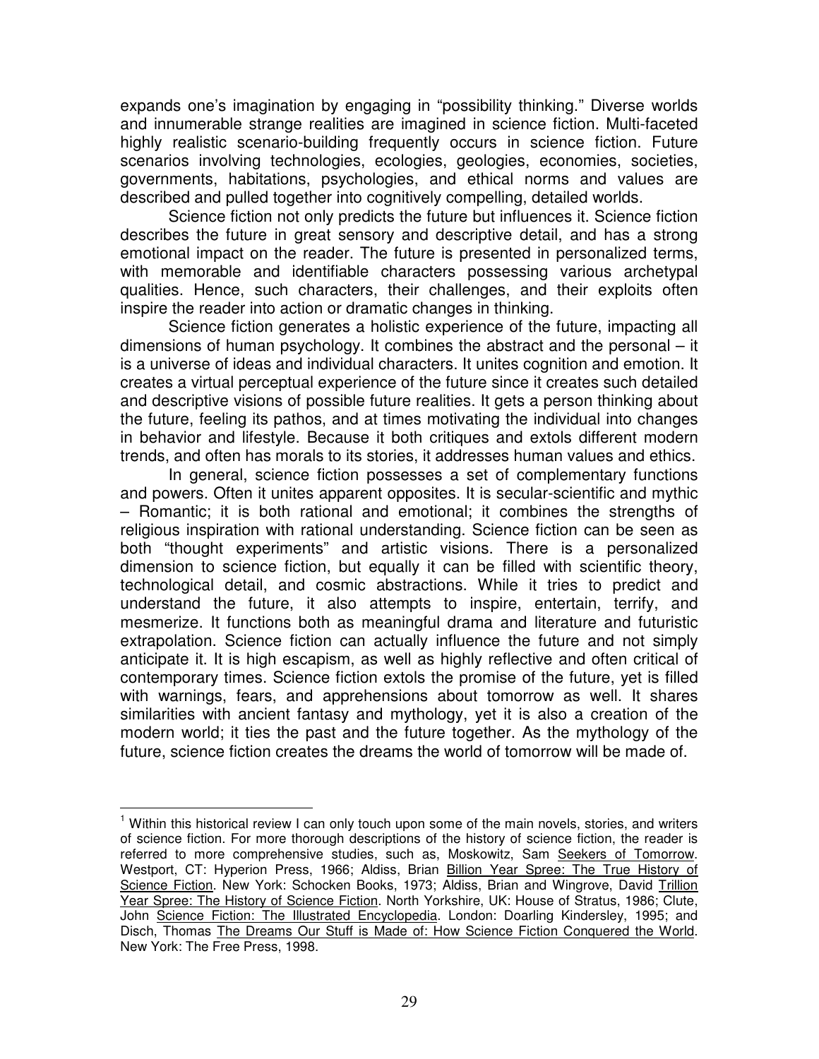expands one's imagination by engaging in "possibility thinking." Diverse worlds and innumerable strange realities are imagined in science fiction. Multi-faceted highly realistic scenario-building frequently occurs in science fiction. Future scenarios involving technologies, ecologies, geologies, economies, societies, governments, habitations, psychologies, and ethical norms and values are described and pulled together into cognitively compelling, detailed worlds.

Science fiction not only predicts the future but influences it. Science fiction describes the future in great sensory and descriptive detail, and has a strong emotional impact on the reader. The future is presented in personalized terms, with memorable and identifiable characters possessing various archetypal qualities. Hence, such characters, their challenges, and their exploits often inspire the reader into action or dramatic changes in thinking.

Science fiction generates a holistic experience of the future, impacting all dimensions of human psychology. It combines the abstract and the personal – it is a universe of ideas and individual characters. It unites cognition and emotion. It creates a virtual perceptual experience of the future since it creates such detailed and descriptive visions of possible future realities. It gets a person thinking about the future, feeling its pathos, and at times motivating the individual into changes in behavior and lifestyle. Because it both critiques and extols different modern trends, and often has morals to its stories, it addresses human values and ethics.

In general, science fiction possesses a set of complementary functions and powers. Often it unites apparent opposites. It is secular-scientific and mythic – Romantic; it is both rational and emotional; it combines the strengths of religious inspiration with rational understanding. Science fiction can be seen as both "thought experiments" and artistic visions. There is a personalized dimension to science fiction, but equally it can be filled with scientific theory, technological detail, and cosmic abstractions. While it tries to predict and understand the future, it also attempts to inspire, entertain, terrify, and mesmerize. It functions both as meaningful drama and literature and futuristic extrapolation. Science fiction can actually influence the future and not simply anticipate it. It is high escapism, as well as highly reflective and often critical of contemporary times. Science fiction extols the promise of the future, yet is filled with warnings, fears, and apprehensions about tomorrow as well. It shares similarities with ancient fantasy and mythology, yet it is also a creation of the modern world; it ties the past and the future together. As the mythology of the future, science fiction creates the dreams the world of tomorrow will be made of.

---

[1] Within this historical review I can only touch upon some of the main novels, stories, and writers of science fiction. For more thorough descriptions of the history of science fiction, the reader is referred to more comprehensive studies, such as, Moskowitz, Sam Seekers of Tomorrow. Westport, CT: Hyperion Press, 1966; Aldiss, Brian Billion Year Spree: The True History of Science Fiction. New York: Schocken Books, 1973; Aldiss, Brian and Wingrove, David Trillion Year Spree: The History of Science Fiction. North Yorkshire, UK: House of Stratus, 1986; Clute, John Science Fiction: The Illustrated Encyclopedia. London: Doarling Kindersley, 1995; and Disch, Thomas The Dreams Our Stuff is Made of: How Science Fiction Conquered the World. New York: The Free Press, 1998.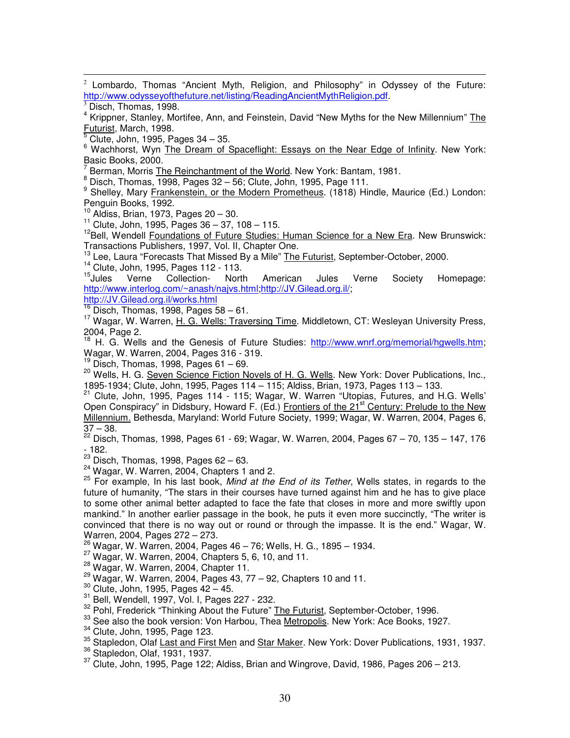[2] Lombardo, Thomas "Ancient Myth, Religion, and Philosophy" in Odyssey of the Future: http://www.odysseyofthefuture.net/listing/ReadingAncientMythReligion.pdf.

[3] Disch, Thomas, 1998.

[4] Krippner, Stanley, Mortifee, Ann, and Feinstein, David "New Myths for the New Millennium" The Futurist, March, 1998.

[5] Clute, John, 1995, Pages 34 – 35.

[6] Wachhorst, Wyn The Dream of Spaceflight: Essays on the Near Edge of Infinity. New York: Basic Books, 2000.

[7] Berman, Morris The Reinchantment of the World. New York: Bantam, 1981.

[8] Disch, Thomas, 1998, Pages 32 – 56; Clute, John, 1995, Page 111.

[9] Shelley, Mary Frankenstein, or the Modern Prometheus. (1818) Hindle, Maurice (Ed.) London: Penguin Books, 1992.

[10] Aldiss, Brian, 1973, Pages 20 – 30.

[11] Clute, John, 1995, Pages 36 – 37, 108 – 115.

[12] Bell, Wendell Foundations of Future Studies: Human Science for a New Era. New Brunswick: Transactions Publishers, 1997, Vol. II, Chapter One.

[13] Lee, Laura "Forecasts That Missed By a Mile" The Futurist, September-October, 2000.

[14] Clute, John, 1995, Pages 112 - 113.

[15] Jules Verne Collection- North American Jules Verne Society Homepage: http://www.interlog.com/~anash/najvs.html;http://JV.Gilead.org.il/; http://JV.Gilead.org.il/works.html

[16] Disch, Thomas, 1998, Pages 58 – 61.

[17] Wagar, W. Warren, H. G. Wells: Traversing Time. Middletown, CT: Wesleyan University Press, 2004, Page 2.

[18] H. G. Wells and the Genesis of Future Studies: http://www.wnrf.org/memorial/hgwells.htm; Wagar, W. Warren, 2004, Pages 316 - 319.

[19] Disch, Thomas, 1998, Pages 61 – 69.

[20] Wells, H. G. Seven Science Fiction Novels of H. G. Wells. New York: Dover Publications, Inc., 1895-1934; Clute, John, 1995, Pages 114 – 115; Aldiss, Brian, 1973, Pages 113 – 133.

[21] Clute, John, 1995, Pages 114 - 115; Wagar, W. Warren "Utopias, Futures, and H.G. Wells' Open Conspiracy" in Didsbury, Howard F. (Ed.) Frontiers of the 21st Century: Prelude to the New Millennium. Bethesda, Maryland: World Future Society, 1999; Wagar, W. Warren, 2004, Pages 6, 37 – 38.

[22] Disch, Thomas, 1998, Pages 61 - 69; Wagar, W. Warren, 2004, Pages 67 – 70, 135 – 147, 176 - 182.

[23] Disch, Thomas, 1998, Pages 62 – 63.

[24] Wagar, W. Warren, 2004, Chapters 1 and 2.

[25] For example, In his last book, *Mind at the End of its Tether*, Wells states, in regards to the future of humanity, "The stars in their courses have turned against him and he has to give place to some other animal better adapted to face the fate that closes in more and more swiftly upon mankind." In another earlier passage in the book, he puts it even more succinctly, "The writer is convinced that there is no way out or round or through the impasse. It is the end." Wagar, W. Warren, 2004, Pages 272 – 273.

[26] Wagar, W. Warren, 2004, Pages 46 – 76; Wells, H. G., 1895 – 1934.

[27] Wagar, W. Warren, 2004, Chapters 5, 6, 10, and 11.

[28] Wagar, W. Warren, 2004, Chapter 11.

[29] Wagar, W. Warren, 2004, Pages 43, 77 – 92, Chapters 10 and 11.

[30] Clute, John, 1995, Pages 42 – 45.

[31] Bell, Wendell, 1997, Vol. I, Pages 227 - 232.

[32] Pohl, Frederick "Thinking About the Future" The Futurist, September-October, 1996.

[33] See also the book version: Von Harbou, Thea Metropolis. New York: Ace Books, 1927.

[34] Clute, John, 1995, Page 123.

[35] Stapledon, Olaf Last and First Men and Star Maker. New York: Dover Publications, 1931, 1937.

[36] Stapledon, Olaf, 1931, 1937.

[37] Clute, John, 1995, Page 122; Aldiss, Brian and Wingrove, David, 1986, Pages 206 – 213.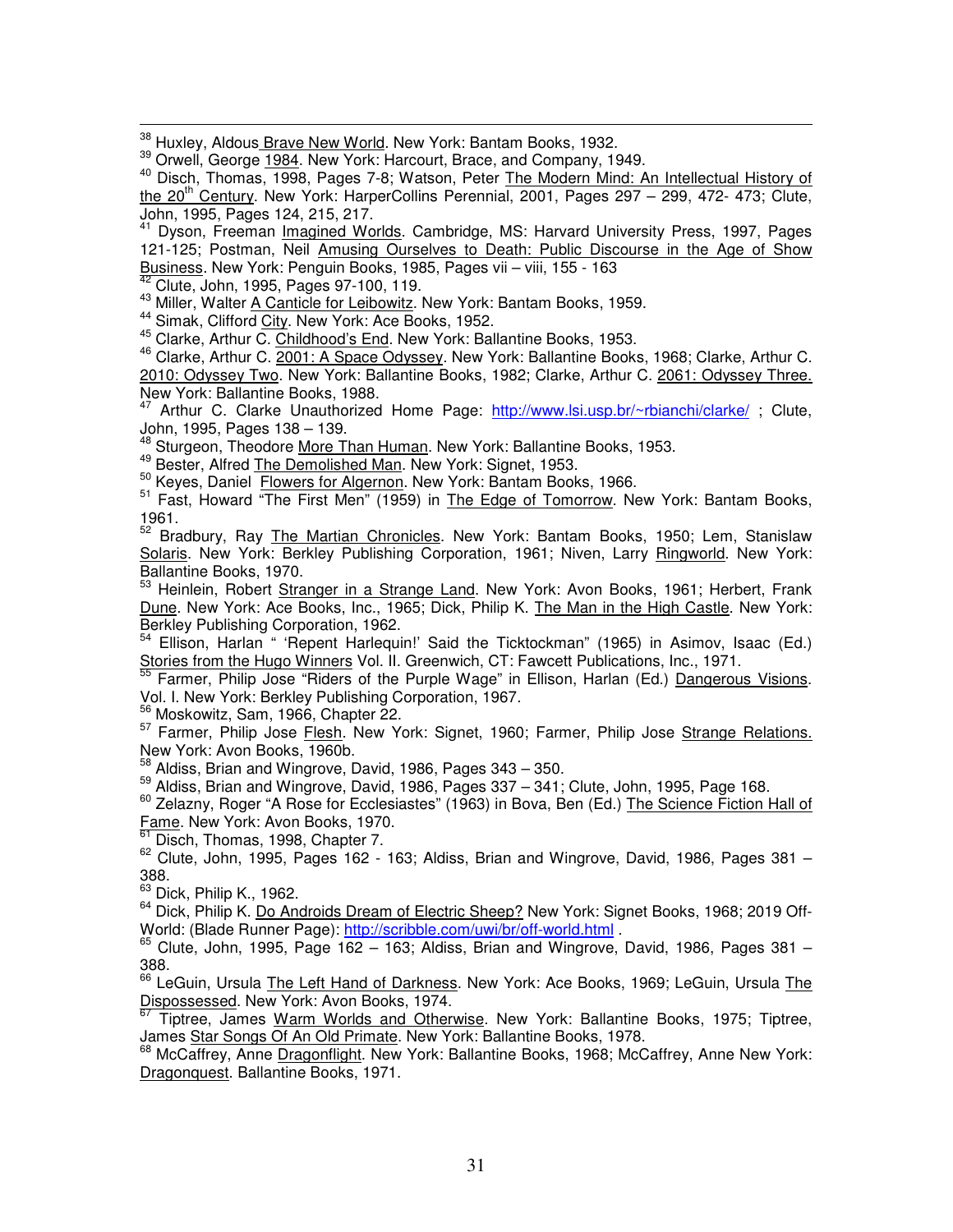[38] Huxley, Aldous Brave New World. New York: Bantam Books, 1932.

[39] Orwell, George 1984. New York: Harcourt, Brace, and Company, 1949.

[40] Disch, Thomas, 1998, Pages 7-8; Watson, Peter The Modern Mind: An Intellectual History of the 20th Century. New York: HarperCollins Perennial, 2001, Pages 297 – 299, 472- 473; Clute, John, 1995, Pages 124, 215, 217.

[41] Dyson, Freeman Imagined Worlds. Cambridge, MS: Harvard University Press, 1997, Pages 121-125; Postman, Neil Amusing Ourselves to Death: Public Discourse in the Age of Show Business. New York: Penguin Books, 1985, Pages vii – viii, 155 - 163

[42] Clute, John, 1995, Pages 97-100, 119.

[43] Miller, Walter A Canticle for Leibowitz. New York: Bantam Books, 1959.

[44] Simak, Clifford City. New York: Ace Books, 1952.

[45] Clarke, Arthur C. Childhood's End. New York: Ballantine Books, 1953.

[46] Clarke, Arthur C. 2001: A Space Odyssey. New York: Ballantine Books, 1968; Clarke, Arthur C. 2010: Odyssey Two. New York: Ballantine Books, 1982; Clarke, Arthur C. 2061: Odyssey Three. New York: Ballantine Books, 1988.

[47] Arthur C. Clarke Unauthorized Home Page: http://www.lsi.usp.br/~rbianchi/clarke/ ; Clute, John, 1995, Pages 138 – 139.

[48] Sturgeon, Theodore More Than Human. New York: Ballantine Books, 1953.

[49] Bester, Alfred The Demolished Man. New York: Signet, 1953.

[50] Keyes, Daniel Flowers for Algernon. New York: Bantam Books, 1966.

[51] Fast, Howard "The First Men" (1959) in The Edge of Tomorrow. New York: Bantam Books, 1961.

[52] Bradbury, Ray The Martian Chronicles. New York: Bantam Books, 1950; Lem, Stanislaw Solaris. New York: Berkley Publishing Corporation, 1961; Niven, Larry Ringworld. New York: Ballantine Books, 1970.

[53] Heinlein, Robert Stranger in a Strange Land. New York: Avon Books, 1961; Herbert, Frank Dune. New York: Ace Books, Inc., 1965; Dick, Philip K. The Man in the High Castle. New York: Berkley Publishing Corporation, 1962.

[54] Ellison, Harlan " 'Repent Harlequin!' Said the Ticktockman" (1965) in Asimov, Isaac (Ed.) Stories from the Hugo Winners Vol. II. Greenwich, CT: Fawcett Publications, Inc., 1971.

[55] Farmer, Philip Jose "Riders of the Purple Wage" in Ellison, Harlan (Ed.) Dangerous Visions. Vol. I. New York: Berkley Publishing Corporation, 1967.

[56] Moskowitz, Sam, 1966, Chapter 22.

[57] Farmer, Philip Jose Flesh. New York: Signet, 1960; Farmer, Philip Jose Strange Relations. New York: Avon Books, 1960b.

[58] Aldiss, Brian and Wingrove, David, 1986, Pages 343 – 350.

[59] Aldiss, Brian and Wingrove, David, 1986, Pages 337 – 341; Clute, John, 1995, Page 168.

[60] Zelazny, Roger "A Rose for Ecclesiastes" (1963) in Bova, Ben (Ed.) The Science Fiction Hall of Fame. New York: Avon Books, 1970.

[61] Disch, Thomas, 1998, Chapter 7.

[62] Clute, John, 1995, Pages 162 - 163; Aldiss, Brian and Wingrove, David, 1986, Pages 381 – 388.

[63] Dick, Philip K., 1962.

[64] Dick, Philip K. Do Androids Dream of Electric Sheep? New York: Signet Books, 1968; 2019 Off-World: (Blade Runner Page): http://scribble.com/uwi/br/off-world.html .

[65] Clute, John, 1995, Page 162 – 163; Aldiss, Brian and Wingrove, David, 1986, Pages 381 – 388.

[66] LeGuin, Ursula The Left Hand of Darkness. New York: Ace Books, 1969; LeGuin, Ursula The Dispossessed. New York: Avon Books, 1974.

[67] Tiptree, James Warm Worlds and Otherwise. New York: Ballantine Books, 1975; Tiptree, James Star Songs Of An Old Primate. New York: Ballantine Books, 1978.

[68] McCaffrey, Anne Dragonflight. New York: Ballantine Books, 1968; McCaffrey, Anne New York: Dragonquest. Ballantine Books, 1971.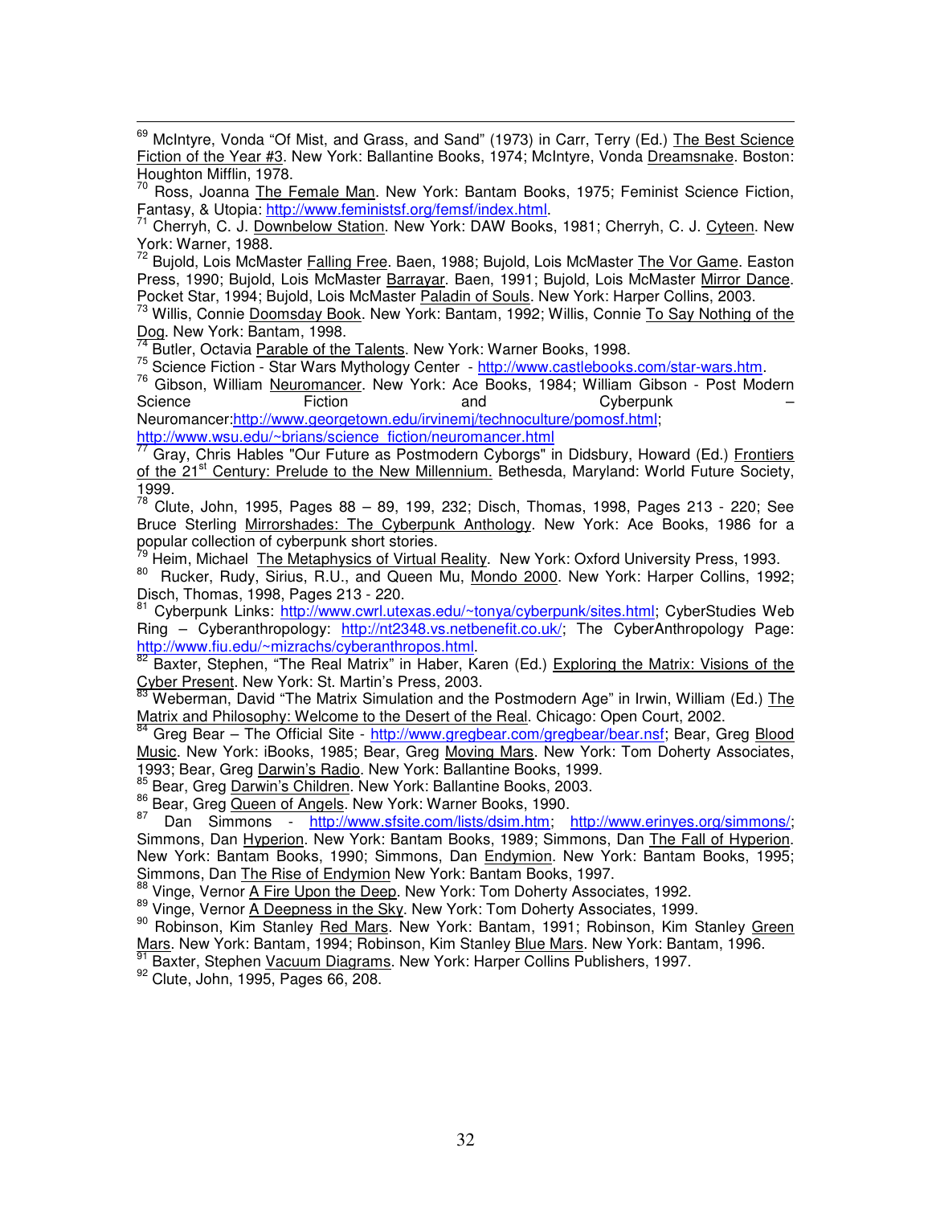[69] McIntyre, Vonda "Of Mist, and Grass, and Sand" (1973) in Carr, Terry (Ed.) The Best Science Fiction of the Year #3. New York: Ballantine Books, 1974; McIntyre, Vonda Dreamsnake. Boston: Houghton Mifflin, 1978.

[70] Ross, Joanna The Female Man. New York: Bantam Books, 1975; Feminist Science Fiction, Fantasy, & Utopia: http://www.feministsf.org/femsf/index.html.

[71] Cherryh, C. J. Downbelow Station. New York: DAW Books, 1981; Cherryh, C. J. Cyteen. New York: Warner, 1988.

[72] Bujold, Lois McMaster Falling Free. Baen, 1988; Bujold, Lois McMaster The Vor Game. Easton Press, 1990; Bujold, Lois McMaster Barrayar. Baen, 1991; Bujold, Lois McMaster Mirror Dance. Pocket Star, 1994; Bujold, Lois McMaster Paladin of Souls. New York: Harper Collins, 2003.

[73] Willis, Connie Doomsday Book. New York: Bantam, 1992; Willis, Connie To Say Nothing of the Dog. New York: Bantam, 1998.

[74] Butler, Octavia Parable of the Talents. New York: Warner Books, 1998.

[75] Science Fiction - Star Wars Mythology Center - http://www.castlebooks.com/star-wars.htm.

[76] Gibson, William Neuromancer. New York: Ace Books, 1984; William Gibson - Post Modern Science Fiction and Cyberpunk – Neuromancer:http://www.georgetown.edu/irvinemj/technoculture/pomosf.html; http://www.wsu.edu/~brians/science_fiction/neuromancer.html

[77] Gray, Chris Hables "Our Future as Postmodern Cyborgs" in Didsbury, Howard (Ed.) Frontiers of the 21st Century: Prelude to the New Millennium. Bethesda, Maryland: World Future Society, 1999.

[78] Clute, John, 1995, Pages 88 – 89, 199, 232; Disch, Thomas, 1998, Pages 213 - 220; See Bruce Sterling Mirrorshades: The Cyberpunk Anthology. New York: Ace Books, 1986 for a popular collection of cyberpunk short stories.

[79] Heim, Michael The Metaphysics of Virtual Reality. New York: Oxford University Press, 1993.

[80] Rucker, Rudy, Sirius, R.U., and Queen Mu, Mondo 2000. New York: Harper Collins, 1992; Disch, Thomas, 1998, Pages 213 - 220.

[81] Cyberpunk Links: http://www.cwrl.utexas.edu/~tonya/cyberpunk/sites.html; CyberStudies Web Ring – Cyberanthropology: http://nt2348.vs.netbenefit.co.uk/; The CyberAnthropology Page: http://www.fiu.edu/~mizrachs/cyberanthropos.html.

[82] Baxter, Stephen, "The Real Matrix" in Haber, Karen (Ed.) Exploring the Matrix: Visions of the Cyber Present. New York: St. Martin's Press, 2003.

[83] Weberman, David "The Matrix Simulation and the Postmodern Age" in Irwin, William (Ed.) The Matrix and Philosophy: Welcome to the Desert of the Real. Chicago: Open Court, 2002.

[84] Greg Bear – The Official Site - http://www.gregbear.com/gregbear/bear.nsf; Bear, Greg Blood Music. New York: iBooks, 1985; Bear, Greg Moving Mars. New York: Tom Doherty Associates, 1993; Bear, Greg Darwin's Radio. New York: Ballantine Books, 1999.

[85] Bear, Greg Darwin's Children. New York: Ballantine Books, 2003.

[86] Bear, Greg Queen of Angels. New York: Warner Books, 1990.

[87] Dan Simmons - http://www.sfsite.com/lists/dsim.htm; http://www.erinyes.org/simmons/; Simmons, Dan Hyperion. New York: Bantam Books, 1989; Simmons, Dan The Fall of Hyperion. New York: Bantam Books, 1990; Simmons, Dan Endymion. New York: Bantam Books, 1995; Simmons, Dan The Rise of Endymion New York: Bantam Books, 1997.

[88] Vinge, Vernor A Fire Upon the Deep. New York: Tom Doherty Associates, 1992.

[89] Vinge, Vernor A Deepness in the Sky. New York: Tom Doherty Associates, 1999.

[90] Robinson, Kim Stanley Red Mars. New York: Bantam, 1991; Robinson, Kim Stanley Green Mars. New York: Bantam, 1994; Robinson, Kim Stanley Blue Mars. New York: Bantam, 1996.

[91] Baxter, Stephen Vacuum Diagrams. New York: Harper Collins Publishers, 1997.

[92] Clute, John, 1995, Pages 66, 208.